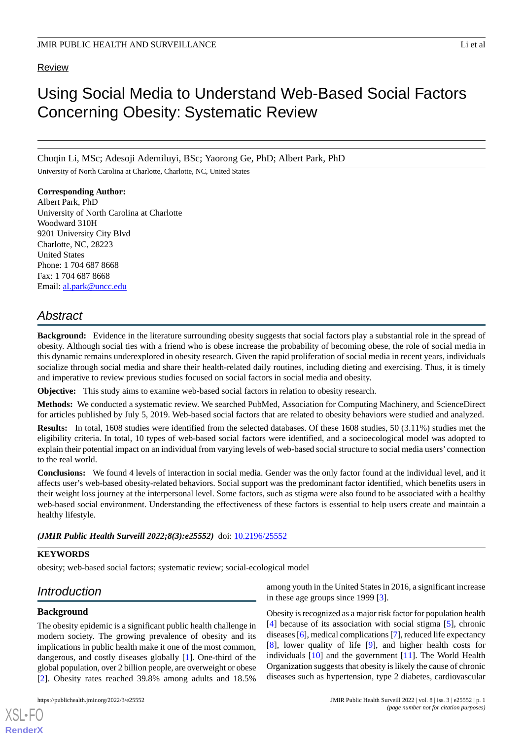Review

# Using Social Media to Understand Web-Based Social Factors Concerning Obesity: Systematic Review

Chuqin Li, MSc; Adesoji Ademiluyi, BSc; Yaorong Ge, PhD; Albert Park, PhD

University of North Carolina at Charlotte, Charlotte, NC, United States

**Corresponding Author:**
Albert Park, PhD
University of North Carolina at Charlotte
Woodward 310H
9201 University City Blvd
Charlotte, NC, 28223
United States
Phone: 1 704 687 8668
Fax: 1 704 687 8668
Email: al.park@uncc.edu

## Abstract

**Background:** Evidence in the literature surrounding obesity suggests that social factors play a substantial role in the spread of obesity. Although social ties with a friend who is obese increase the probability of becoming obese, the role of social media in this dynamic remains underexplored in obesity research. Given the rapid proliferation of social media in recent years, individuals socialize through social media and share their health-related daily routines, including dieting and exercising. Thus, it is timely and imperative to review previous studies focused on social factors in social media and obesity.

**Objective:** This study aims to examine web-based social factors in relation to obesity research.

**Methods:** We conducted a systematic review. We searched PubMed, Association for Computing Machinery, and ScienceDirect for articles published by July 5, 2019. Web-based social factors that are related to obesity behaviors were studied and analyzed.

**Results:** In total, 1608 studies were identified from the selected databases. Of these 1608 studies, 50 (3.11%) studies met the eligibility criteria. In total, 10 types of web-based social factors were identified, and a socioecological model was adopted to explain their potential impact on an individual from varying levels of web-based social structure to social media users' connection to the real world.

**Conclusions:** We found 4 levels of interaction in social media. Gender was the only factor found at the individual level, and it affects user's web-based obesity-related behaviors. Social support was the predominant factor identified, which benefits users in their weight loss journey at the interpersonal level. Some factors, such as stigma were also found to be associated with a healthy web-based social environment. Understanding the effectiveness of these factors is essential to help users create and maintain a healthy lifestyle.

***(JMIR Public Health Surveill 2022;8(3):e25552)*** doi: 10.2196/25552

**KEYWORDS**

obesity; web-based social factors; systematic review; social-ecological model

## Introduction

### Background

The obesity epidemic is a significant public health challenge in modern society. The growing prevalence of obesity and its implications in public health make it one of the most common, dangerous, and costly diseases globally [1]. One-third of the global population, over 2 billion people, are overweight or obese [2]. Obesity rates reached 39.8% among adults and 18.5% among youth in the United States in 2016, a significant increase in these age groups since 1999 [3].

Obesity is recognized as a major risk factor for population health [4] because of its association with social stigma [5], chronic diseases [6], medical complications [7], reduced life expectancy [8], lower quality of life [9], and higher health costs for individuals [10] and the government [11]. The World Health Organization suggests that obesity is likely the cause of chronic diseases such as hypertension, type 2 diabetes, cardiovascular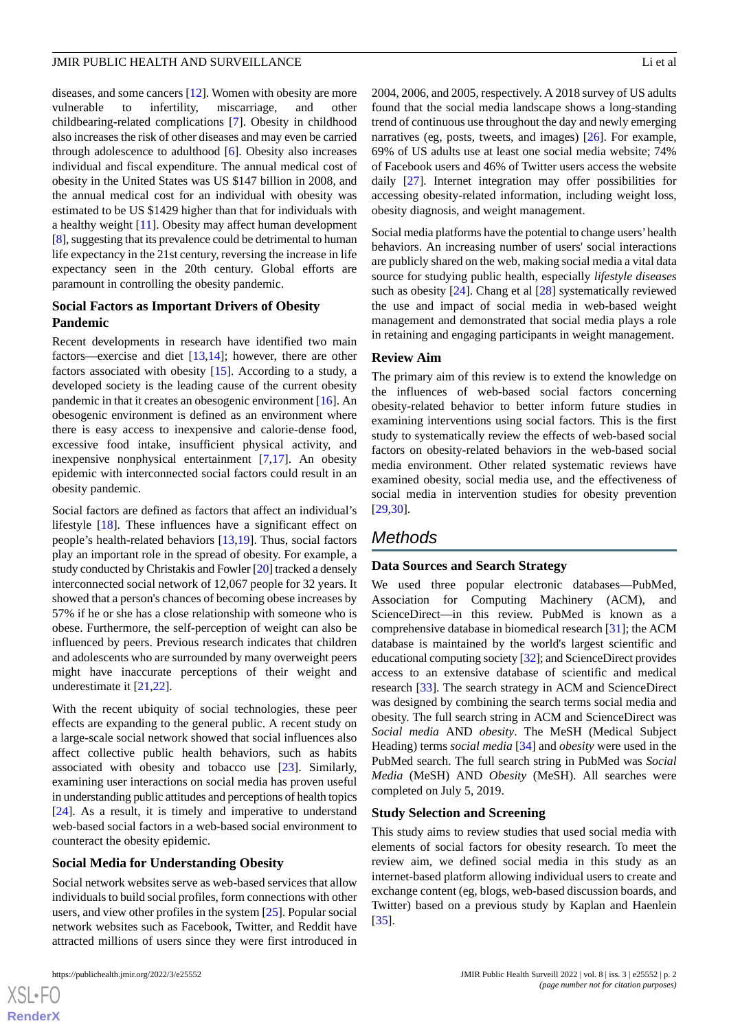diseases, and some cancers [12]. Women with obesity are more vulnerable to infertility, miscarriage, and other childbearing-related complications [7]. Obesity in childhood also increases the risk of other diseases and may even be carried through adolescence to adulthood [6]. Obesity also increases individual and fiscal expenditure. The annual medical cost of obesity in the United States was US $147 billion in 2008, and the annual medical cost for an individual with obesity was estimated to be US $1429 higher than that for individuals with a healthy weight [11]. Obesity may affect human development [8], suggesting that its prevalence could be detrimental to human life expectancy in the 21st century, reversing the increase in life expectancy seen in the 20th century. Global efforts are paramount in controlling the obesity pandemic.

### Social Factors as Important Drivers of Obesity Pandemic

Recent developments in research have identified two main factors—exercise and diet [13,14]; however, there are other factors associated with obesity [15]. According to a study, a developed society is the leading cause of the current obesity pandemic in that it creates an obesogenic environment [16]. An obesogenic environment is defined as an environment where there is easy access to inexpensive and calorie-dense food, excessive food intake, insufficient physical activity, and inexpensive nonphysical entertainment [7,17]. An obesity epidemic with interconnected social factors could result in an obesity pandemic.

Social factors are defined as factors that affect an individual's lifestyle [18]. These influences have a significant effect on people's health-related behaviors [13,19]. Thus, social factors play an important role in the spread of obesity. For example, a study conducted by Christakis and Fowler [20] tracked a densely interconnected social network of 12,067 people for 32 years. It showed that a person's chances of becoming obese increases by 57% if he or she has a close relationship with someone who is obese. Furthermore, the self-perception of weight can also be influenced by peers. Previous research indicates that children and adolescents who are surrounded by many overweight peers might have inaccurate perceptions of their weight and underestimate it [21,22].

With the recent ubiquity of social technologies, these peer effects are expanding to the general public. A recent study on a large-scale social network showed that social influences also affect collective public health behaviors, such as habits associated with obesity and tobacco use [23]. Similarly, examining user interactions on social media has proven useful in understanding public attitudes and perceptions of health topics [24]. As a result, it is timely and imperative to understand web-based social factors in a web-based social environment to counteract the obesity epidemic.

### Social Media for Understanding Obesity

Social network websites serve as web-based services that allow individuals to build social profiles, form connections with other users, and view other profiles in the system [25]. Popular social network websites such as Facebook, Twitter, and Reddit have attracted millions of users since they were first introduced in 2004, 2006, and 2005, respectively. A 2018 survey of US adults found that the social media landscape shows a long-standing trend of continuous use throughout the day and newly emerging narratives (eg, posts, tweets, and images) [26]. For example, 69% of US adults use at least one social media website; 74% of Facebook users and 46% of Twitter users access the website daily [27]. Internet integration may offer possibilities for accessing obesity-related information, including weight loss, obesity diagnosis, and weight management.

Social media platforms have the potential to change users' health behaviors. An increasing number of users' social interactions are publicly shared on the web, making social media a vital data source for studying public health, especially *lifestyle diseases* such as obesity [24]. Chang et al [28] systematically reviewed the use and impact of social media in web-based weight management and demonstrated that social media plays a role in retaining and engaging participants in weight management.

### Review Aim

The primary aim of this review is to extend the knowledge on the influences of web-based social factors concerning obesity-related behavior to better inform future studies in examining interventions using social factors. This is the first study to systematically review the effects of web-based social factors on obesity-related behaviors in the web-based social media environment. Other related systematic reviews have examined obesity, social media use, and the effectiveness of social media in intervention studies for obesity prevention [29,30].

## Methods

### Data Sources and Search Strategy

We used three popular electronic databases—PubMed, Association for Computing Machinery (ACM), and ScienceDirect—in this review. PubMed is known as a comprehensive database in biomedical research [31]; the ACM database is maintained by the world's largest scientific and educational computing society [32]; and ScienceDirect provides access to an extensive database of scientific and medical research [33]. The search strategy in ACM and ScienceDirect was designed by combining the search terms social media and obesity. The full search string in ACM and ScienceDirect was *Social media* AND *obesity*. The MeSH (Medical Subject Heading) terms *social media* [34] and *obesity* were used in the PubMed search. The full search string in PubMed was *Social Media* (MeSH) AND *Obesity* (MeSH). All searches were completed on July 5, 2019.

### Study Selection and Screening

This study aims to review studies that used social media with elements of social factors for obesity research. To meet the review aim, we defined social media in this study as an internet-based platform allowing individual users to create and exchange content (eg, blogs, web-based discussion boards, and Twitter) based on a previous study by Kaplan and Haenlein [35].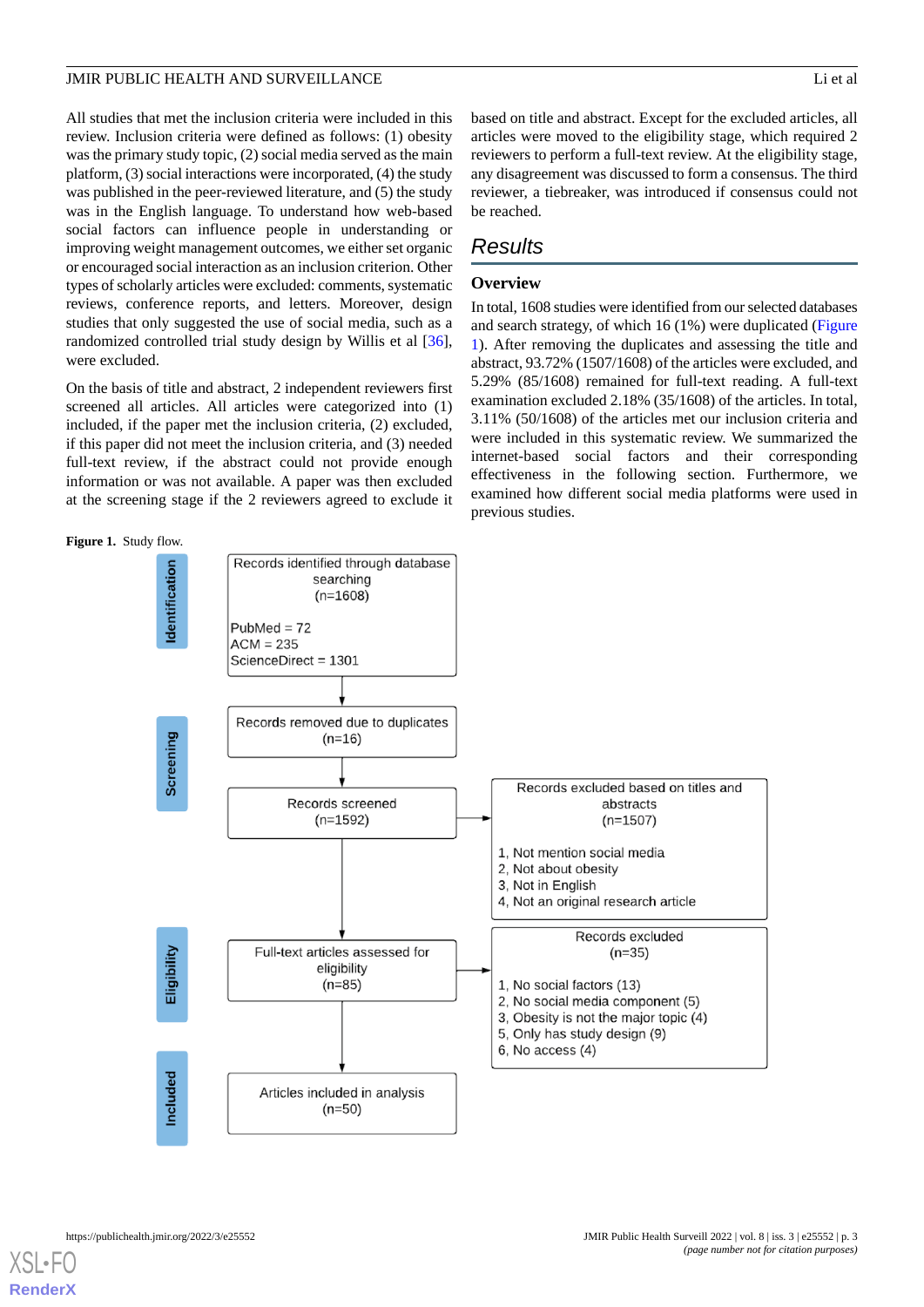All studies that met the inclusion criteria were included in this review. Inclusion criteria were defined as follows: (1) obesity was the primary study topic, (2) social media served as the main platform, (3) social interactions were incorporated, (4) the study was published in the peer-reviewed literature, and (5) the study was in the English language. To understand how web-based social factors can influence people in understanding or improving weight management outcomes, we either set organic or encouraged social interaction as an inclusion criterion. Other types of scholarly articles were excluded: comments, systematic reviews, conference reports, and letters. Moreover, design studies that only suggested the use of social media, such as a randomized controlled trial study design by Willis et al [36], were excluded.

On the basis of title and abstract, 2 independent reviewers first screened all articles. All articles were categorized into (1) included, if the paper met the inclusion criteria, (2) excluded, if this paper did not meet the inclusion criteria, and (3) needed full-text review, if the abstract could not provide enough information or was not available. A paper was then excluded at the screening stage if the 2 reviewers agreed to exclude it based on title and abstract. Except for the excluded articles, all articles were moved to the eligibility stage, which required 2 reviewers to perform a full-text review. At the eligibility stage, any disagreement was discussed to form a consensus. The third reviewer, a tiebreaker, was introduced if consensus could not be reached.

# Results

## Overview

In total, 1608 studies were identified from our selected databases and search strategy, of which 16 (1%) were duplicated (Figure 1). After removing the duplicates and assessing the title and abstract, 93.72% (1507/1608) of the articles were excluded, and 5.29% (85/1608) remained for full-text reading. A full-text examination excluded 2.18% (35/1608) of the articles. In total, 3.11% (50/1608) of the articles met our inclusion criteria and were included in this systematic review. We summarized the internet-based social factors and their corresponding effectiveness in the following section. Furthermore, we examined how different social media platforms were used in previous studies.

**Figure 1.** Study flow.

**Identification**

Records identified through database searching (n=1608)

PubMed = 72
ACM = 235
ScienceDirect = 1301

**Screening**

Records removed due to duplicates (n=16)

Records screened (n=1592)

Records excluded based on titles and abstracts (n=1507)

1, Not mention social media
2, Not about obesity
3, Not in English
4, Not an original research article

**Eligibility**

Full-text articles assessed for eligibility (n=85)

Records excluded (n=35)

1, No social factors (13)
2, No social media component (5)
3, Obesity is not the major topic (4)
5, Only has study design (9)
6, No access (4)

**Included**

Articles included in analysis (n=50)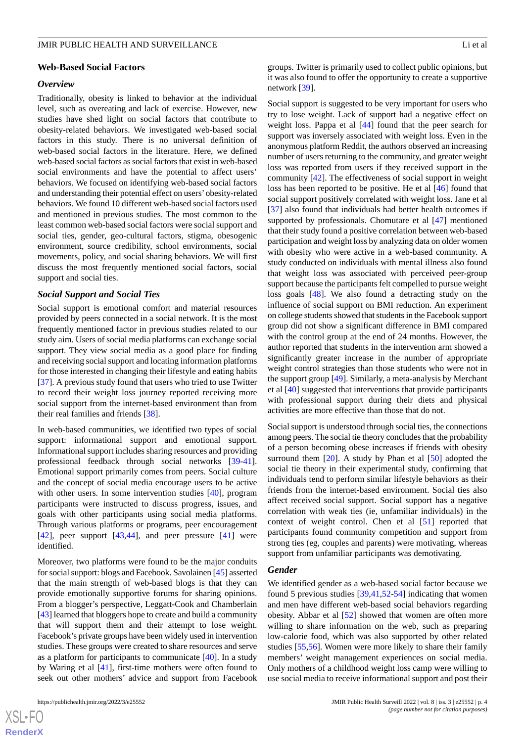## Web-Based Social Factors

### *Overview*

Traditionally, obesity is linked to behavior at the individual level, such as overeating and lack of exercise. However, new studies have shed light on social factors that contribute to obesity-related behaviors. We investigated web-based social factors in this study. There is no universal definition of web-based social factors in the literature. Here, we defined web-based social factors as social factors that exist in web-based social environments and have the potential to affect users' behaviors. We focused on identifying web-based social factors and understanding their potential effect on users' obesity-related behaviors. We found 10 different web-based social factors used and mentioned in previous studies. The most common to the least common web-based social factors were social support and social ties, gender, geo-cultural factors, stigma, obesogenic environment, source credibility, school environments, social movements, policy, and social sharing behaviors. We will first discuss the most frequently mentioned social factors, social support and social ties.

### *Social Support and Social Ties*

Social support is emotional comfort and material resources provided by peers connected in a social network. It is the most frequently mentioned factor in previous studies related to our study aim. Users of social media platforms can exchange social support. They view social media as a good place for finding and receiving social support and locating information platforms for those interested in changing their lifestyle and eating habits [37]. A previous study found that users who tried to use Twitter to record their weight loss journey reported receiving more social support from the internet-based environment than from their real families and friends [38].

In web-based communities, we identified two types of social support: informational support and emotional support. Informational support includes sharing resources and providing professional feedback through social networks [39-41]. Emotional support primarily comes from peers. Social culture and the concept of social media encourage users to be active with other users. In some intervention studies [40], program participants were instructed to discuss progress, issues, and goals with other participants using social media platforms. Through various platforms or programs, peer encouragement [42], peer support [43,44], and peer pressure [41] were identified.

Moreover, two platforms were found to be the major conduits for social support: blogs and Facebook. Savolainen [45] asserted that the main strength of web-based blogs is that they can provide emotionally supportive forums for sharing opinions. From a blogger's perspective, Leggatt-Cook and Chamberlain [43] learned that bloggers hope to create and build a community that will support them and their attempt to lose weight. Facebook's private groups have been widely used in intervention studies. These groups were created to share resources and serve as a platform for participants to communicate [40]. In a study by Waring et al [41], first-time mothers were often found to seek out other mothers' advice and support from Facebook groups. Twitter is primarily used to collect public opinions, but it was also found to offer the opportunity to create a supportive network [39].

Social support is suggested to be very important for users who try to lose weight. Lack of support had a negative effect on weight loss. Pappa et al [44] found that the peer search for support was inversely associated with weight loss. Even in the anonymous platform Reddit, the authors observed an increasing number of users returning to the community, and greater weight loss was reported from users if they received support in the community [42]. The effectiveness of social support in weight loss has been reported to be positive. He et al [46] found that social support positively correlated with weight loss. Jane et al [37] also found that individuals had better health outcomes if supported by professionals. Chomutare et al [47] mentioned that their study found a positive correlation between web-based participation and weight loss by analyzing data on older women with obesity who were active in a web-based community. A study conducted on individuals with mental illness also found that weight loss was associated with perceived peer-group support because the participants felt compelled to pursue weight loss goals [48]. We also found a detracting study on the influence of social support on BMI reduction. An experiment on college students showed that students in the Facebook support group did not show a significant difference in BMI compared with the control group at the end of 24 months. However, the author reported that students in the intervention arm showed a significantly greater increase in the number of appropriate weight control strategies than those students who were not in the support group [49]. Similarly, a meta-analysis by Merchant et al [40] suggested that interventions that provide participants with professional support during their diets and physical activities are more effective than those that do not.

Social support is understood through social ties, the connections among peers. The social tie theory concludes that the probability of a person becoming obese increases if friends with obesity surround them [20]. A study by Phan et al [50] adopted the social tie theory in their experimental study, confirming that individuals tend to perform similar lifestyle behaviors as their friends from the internet-based environment. Social ties also affect received social support. Social support has a negative correlation with weak ties (ie, unfamiliar individuals) in the context of weight control. Chen et al [51] reported that participants found community competition and support from strong ties (eg, couples and parents) were motivating, whereas support from unfamiliar participants was demotivating.

### *Gender*

We identified gender as a web-based social factor because we found 5 previous studies [39,41,52-54] indicating that women and men have different web-based social behaviors regarding obesity. Abbar et al [52] showed that women are often more willing to share information on the web, such as preparing low-calorie food, which was also supported by other related studies [55,56]. Women were more likely to share their family members' weight management experiences on social media. Only mothers of a childhood weight loss camp were willing to use social media to receive informational support and post their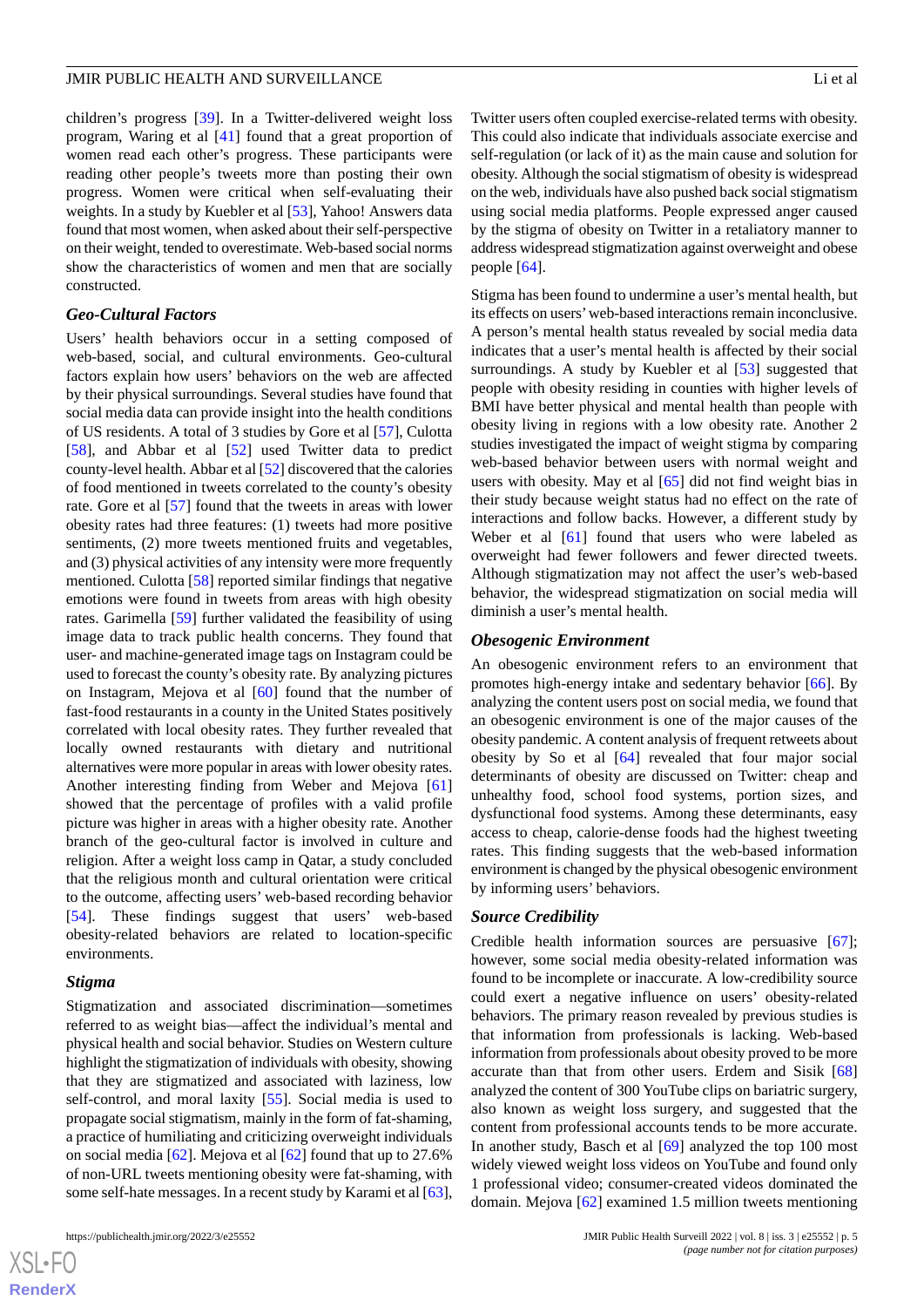children's progress [39]. In a Twitter-delivered weight loss program, Waring et al [41] found that a great proportion of women read each other's progress. These participants were reading other people's tweets more than posting their own progress. Women were critical when self-evaluating their weights. In a study by Kuebler et al [53], Yahoo! Answers data found that most women, when asked about their self-perspective on their weight, tended to overestimate. Web-based social norms show the characteristics of women and men that are socially constructed.

### Geo-Cultural Factors

Users' health behaviors occur in a setting composed of web-based, social, and cultural environments. Geo-cultural factors explain how users' behaviors on the web are affected by their physical surroundings. Several studies have found that social media data can provide insight into the health conditions of US residents. A total of 3 studies by Gore et al [57], Culotta [58], and Abbar et al [52] used Twitter data to predict county-level health. Abbar et al [52] discovered that the calories of food mentioned in tweets correlated to the county's obesity rate. Gore et al [57] found that the tweets in areas with lower obesity rates had three features: (1) tweets had more positive sentiments, (2) more tweets mentioned fruits and vegetables, and (3) physical activities of any intensity were more frequently mentioned. Culotta [58] reported similar findings that negative emotions were found in tweets from areas with high obesity rates. Garimella [59] further validated the feasibility of using image data to track public health concerns. They found that user- and machine-generated image tags on Instagram could be used to forecast the county's obesity rate. By analyzing pictures on Instagram, Mejova et al [60] found that the number of fast-food restaurants in a county in the United States positively correlated with local obesity rates. They further revealed that locally owned restaurants with dietary and nutritional alternatives were more popular in areas with lower obesity rates. Another interesting finding from Weber and Mejova [61] showed that the percentage of profiles with a valid profile picture was higher in areas with a higher obesity rate. Another branch of the geo-cultural factor is involved in culture and religion. After a weight loss camp in Qatar, a study concluded that the religious month and cultural orientation were critical to the outcome, affecting users' web-based recording behavior [54]. These findings suggest that users' web-based obesity-related behaviors are related to location-specific environments.

### Stigma

Stigmatization and associated discrimination—sometimes referred to as weight bias—affect the individual's mental and physical health and social behavior. Studies on Western culture highlight the stigmatization of individuals with obesity, showing that they are stigmatized and associated with laziness, low self-control, and moral laxity [55]. Social media is used to propagate social stigmatism, mainly in the form of fat-shaming, a practice of humiliating and criticizing overweight individuals on social media [62]. Mejova et al [62] found that up to 27.6% of non-URL tweets mentioning obesity were fat-shaming, with some self-hate messages. In a recent study by Karami et al [63], Twitter users often coupled exercise-related terms with obesity. This could also indicate that individuals associate exercise and self-regulation (or lack of it) as the main cause and solution for obesity. Although the social stigmation of obesity is widespread on the web, individuals have also pushed back social stigmatism using social media platforms. People expressed anger caused by the stigma of obesity on Twitter in a retaliatory manner to address widespread stigmatization against overweight and obese people [64].

Stigma has been found to undermine a user's mental health, but its effects on users' web-based interactions remain inconclusive. A person's mental health status revealed by social media data indicates that a user's mental health is affected by their social surroundings. A study by Kuebler et al [53] suggested that people with obesity residing in counties with higher levels of BMI have better physical and mental health than people with obesity living in regions with a low obesity rate. Another 2 studies investigated the impact of weight stigma by comparing web-based behavior between users with normal weight and users with obesity. May et al [65] did not find weight bias in their study because weight status had no effect on the rate of interactions and follow backs. However, a different study by Weber et al [61] found that users who were labeled as overweight had fewer followers and fewer directed tweets. Although stigmatization may not affect the user's web-based behavior, the widespread stigmatization on social media will diminish a user's mental health.

### Obesogenic Environment

An obesogenic environment refers to an environment that promotes high-energy intake and sedentary behavior [66]. By analyzing the content users post on social media, we found that an obesogenic environment is one of the major causes of the obesity pandemic. A content analysis of frequent retweets about obesity by So et al [64] revealed that four major social determinants of obesity are discussed on Twitter: cheap and unhealthy food, school food systems, portion sizes, and dysfunctional food systems. Among these determinants, easy access to cheap, calorie-dense foods had the highest tweeting rates. This finding suggests that the web-based information environment is changed by the physical obesogenic environment by informing users' behaviors.

### Source Credibility

Credible health information sources are persuasive [67]; however, some social media obesity-related information was found to be incomplete or inaccurate. A low-credibility source could exert a negative influence on users' obesity-related behaviors. The primary reason revealed by previous studies is that information from professionals is lacking. Web-based information from professionals about obesity proved to be more accurate than that from other users. Erdem and Sisik [68] analyzed the content of 300 YouTube clips on bariatric surgery, also known as weight loss surgery, and suggested that the content from professional accounts tends to be more accurate. In another study, Basch et al [69] analyzed the top 100 most widely viewed weight loss videos on YouTube and found only 1 professional video; consumer-created videos dominated the domain. Mejova [62] examined 1.5 million tweets mentioning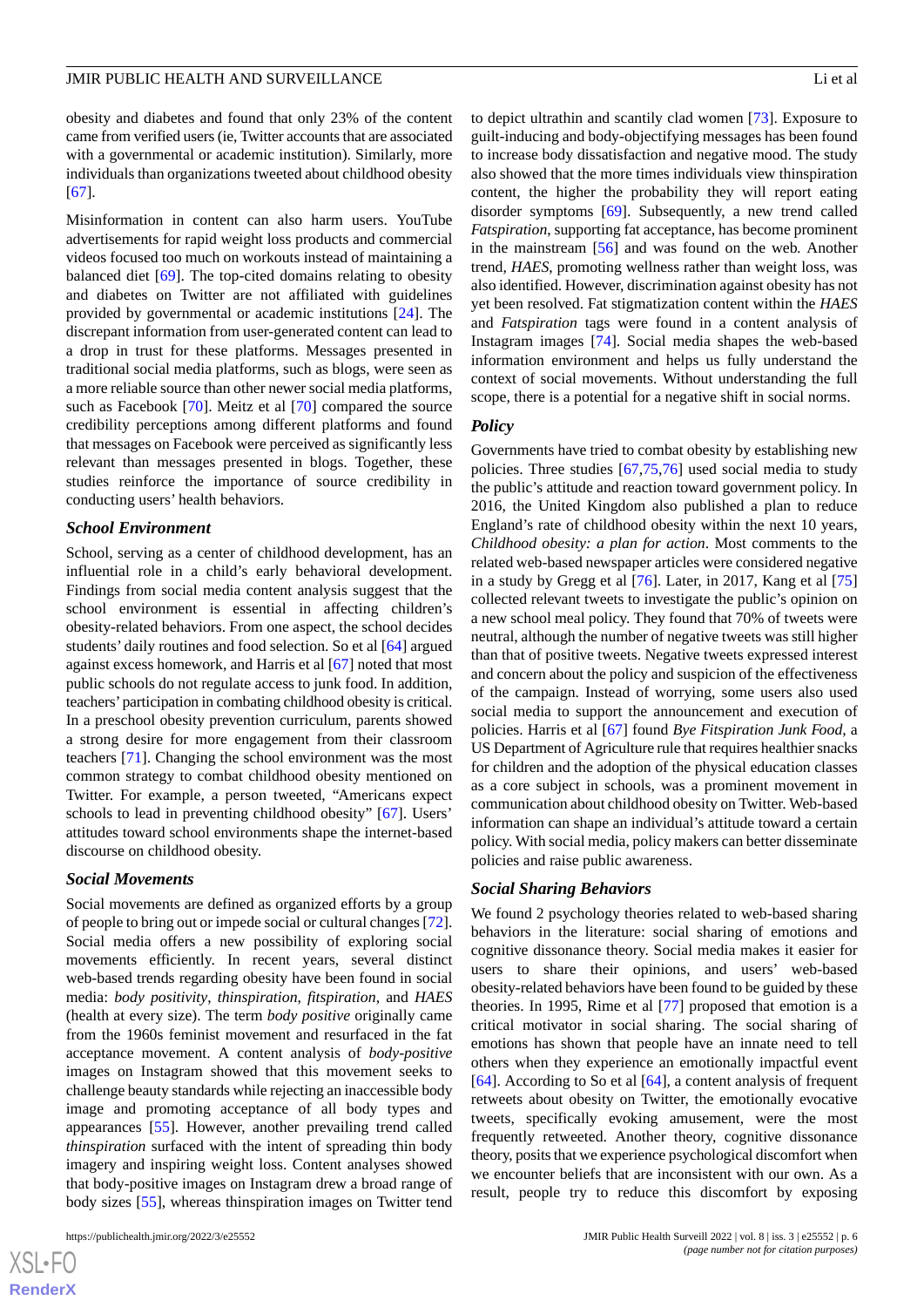obesity and diabetes and found that only 23% of the content came from verified users (ie, Twitter accounts that are associated with a governmental or academic institution). Similarly, more individuals than organizations tweeted about childhood obesity [67].

Misinformation in content can also harm users. YouTube advertisements for rapid weight loss products and commercial videos focused too much on workouts instead of maintaining a balanced diet [69]. The top-cited domains relating to obesity and diabetes on Twitter are not affiliated with guidelines provided by governmental or academic institutions [24]. The discrepant information from user-generated content can lead to a drop in trust for these platforms. Messages presented in traditional social media platforms, such as blogs, were seen as a more reliable source than other newer social media platforms, such as Facebook [70]. Meitz et al [70] compared the source credibility perceptions among different platforms and found that messages on Facebook were perceived as significantly less relevant than messages presented in blogs. Together, these studies reinforce the importance of source credibility in conducting users' health behaviors.

### School Environment

School, serving as a center of child development, has an influential role in a child's early behavioral development. Findings from social media content analysis suggest that the school environment is essential in affecting children's obesity-related behaviors. From one aspect, the school decides students' daily routines and food selection. So et al [64] argued against excess homework, and Harris et al [67] noted that most public schools do not regulate access to junk food. In addition, teachers' participation in combating childhood obesity is critical. In a preschool obesity prevention curriculum, parents showed a strong desire for more engagement from their classroom teachers [71]. Changing the school environment was the most common strategy to combat childhood obesity mentioned on Twitter. For example, a person tweeted, "Americans expect schools to lead in preventing childhood obesity" [67]. Users' attitudes toward school environments shape the internet-based discourse on childhood obesity.

### Social Movements

Social movements are defined as organized efforts by a group of people to bring out or impede social or cultural changes [72]. Social media offers a new possibility of exploring social movements efficiently. In recent years, several distinct web-based trends regarding obesity have been found in social media: *body positivity*, *thinspiration*, *fitspiration*, and *HAES* (health at every size). The term *body positive* originally came from the 1960s feminist movement and resurfaced in the fat acceptance movement. A content analysis of *body-positive* images on Instagram showed that this movement seeks to challenge beauty standards while rejecting an inaccessible body image and promoting acceptance of all body types and appearances [55]. However, another prevailing trend called *thinspiration* surfaced with the intent of spreading thin body imagery and inspiring weight loss. Content analyses showed that body-positive images on Instagram drew a broad range of body sizes [55], whereas thinspiration images on Twitter tend to depict ultrathin and scantily clad women [73]. Exposure to guilt-inducing and body-objectifying messages has been found to increase body dissatisfaction and negative mood. The study also showed that the more times individuals view thinspiration content, the higher the probability they will report eating disorder symptoms [69]. Subsequently, a new trend called *Fatspiration*, supporting fat acceptance, has become prominent in the mainstream [56] and was found on the web. Another trend, *HAES*, promoting wellness rather than weight loss, was also identified. However, discrimination against obesity has not yet been resolved. Fat stigmatization content within the *HAES* and *Fatspiration* tags were found in a content analysis of Instagram images [74]. Social media shapes the web-based information environment and helps us fully understand the context of social movements. Without understanding the full scope, there is a potential for a negative shift in social norms.

### Policy

Governments have tried to combat obesity by establishing new policies. Three studies [67,75,76] used social media to study the public's attitude and reaction toward government policy. In 2016, the United Kingdom also published a plan to reduce England's rate of childhood obesity within the next 10 years, *Childhood obesity: a plan for action*. Most comments to the related web-based newspaper articles were considered negative in a study by Gregg et al [76]. Later, in 2017, Kang et al [75] collected relevant tweets to investigate the public's opinion on a new school meal policy. They found that 70% of tweets were neutral, although the number of negative tweets was still higher than that of positive tweets. Negative tweets expressed interest and concern about the policy and suspicion of the effectiveness of the campaign. Instead of worrying, some users also used social media to support the announcement and execution of policies. Harris et al [67] found *Bye Fitspiration Junk Food*, a US Department of Agriculture rule that requires healthier snacks for children and the adoption of the physical education classes as a core subject in schools, was a prominent movement in communication about childhood obesity on Twitter. Web-based information can shape an individual's attitude toward a certain policy. With social media, policy makers can better disseminate policies and raise public awareness.

### Social Sharing Behaviors

We found 2 psychology theories related to web-based sharing behaviors in the literature: social sharing of emotions and cognitive dissonance theory. Social media makes it easier for users to share their opinions, and users' web-based obesity-related behaviors have been found to be guided by these theories. In 1995, Rime et al [77] proposed that emotion is a critical motivator in social sharing. The social sharing of emotions has shown that people have an innate need to tell others when they experience an emotionally impactful event [64]. According to So et al [64], a content analysis of frequent retweets about obesity on Twitter, the emotionally evocative tweets, specifically evoking amusement, were the most frequently retweeted. Another theory, cognitive dissonance theory, posits that we experience psychological discomfort when we encounter beliefs that are inconsistent with our own. As a result, people try to reduce this discomfort by exposing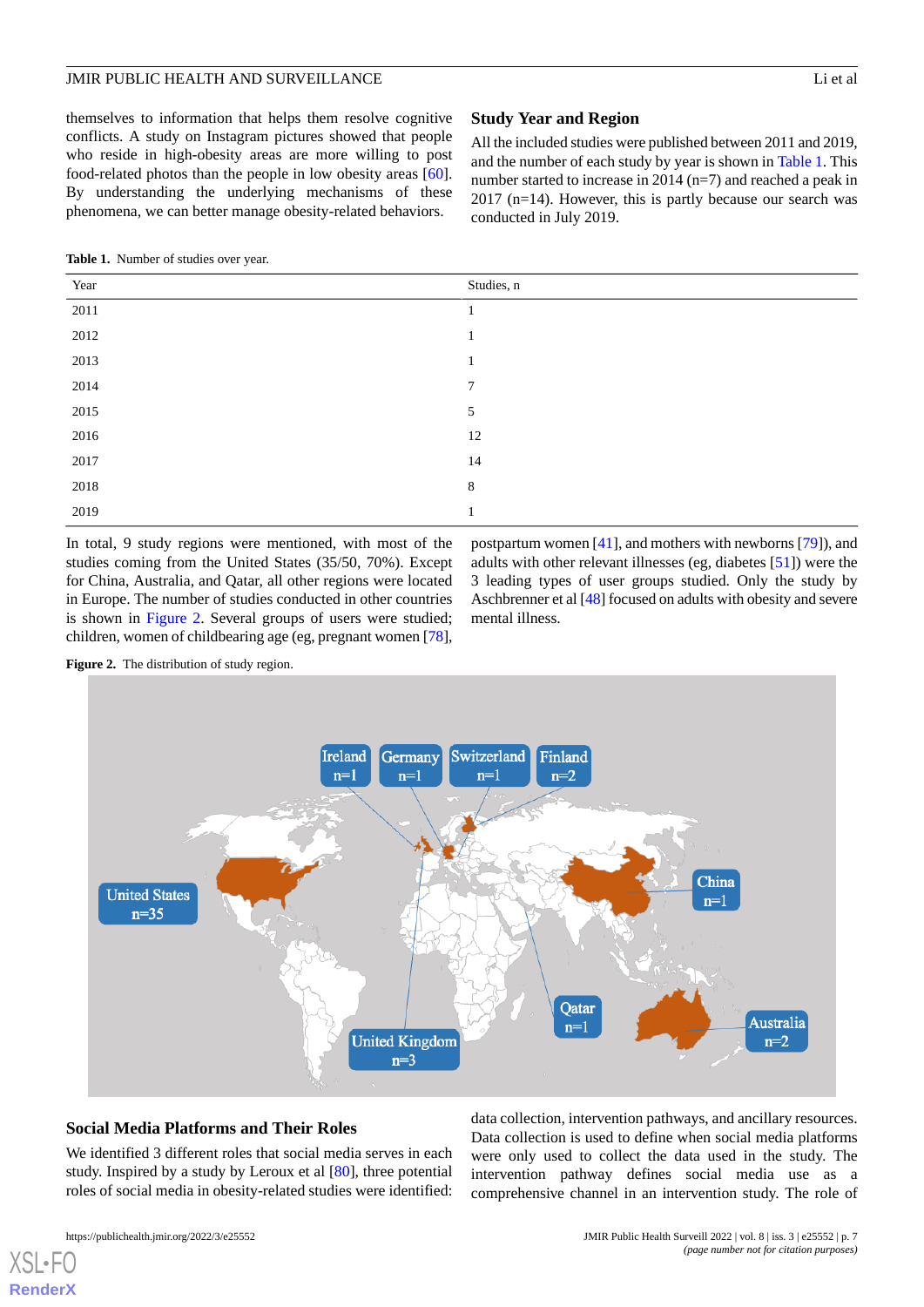themselves to information that helps them resolve cognitive conflicts. A study on Instagram pictures showed that people who reside in high-obesity areas are more willing to post food-related photos than the people in low obesity areas [60]. By understanding the underlying mechanisms of these phenomena, we can better manage obesity-related behaviors.

### Study Year and Region

All the included studies were published between 2011 and 2019, and the number of each study by year is shown in Table 1. This number started to increase in 2014 (n=7) and reached a peak in 2017 (n=14). However, this is partly because our search was conducted in July 2019.

**Table 1.** Number of studies over year.

| Year | Studies, n |
|---|---|
| 2011 | 1 |
| 2012 | 1 |
| 2013 | 1 |
| 2014 | 7 |
| 2015 | 5 |
| 2016 | 12 |
| 2017 | 14 |
| 2018 | 8 |
| 2019 | 1 |

In total, 9 study regions were mentioned, with most of the studies coming from the United States (35/50, 70%). Except for China, Australia, and Qatar, all other regions were located in Europe. The number of studies conducted in other countries is shown in Figure 2. Several groups of users were studied; children, women of childbearing age (eg, pregnant women [78], postpartum women [41], and mothers with newborns [79]), and adults with other relevant illnesses (eg, diabetes [51]) were the 3 leading types of user groups studied. Only the study by Aschbrenner et al [48] focused on adults with obesity and severe mental illness.

**Figure 2.** The distribution of study region.

### Social Media Platforms and Their Roles

We identified 3 different roles that social media serves in each study. Inspired by a study by Leroux et al [80], three potential roles of social media in obesity-related studies were identified: data collection, intervention pathways, and ancillary resources. Data collection is used to define when social media platforms were only used to collect the data used in the study. The intervention pathway defines social media use as a comprehensive channel in an intervention study. The role of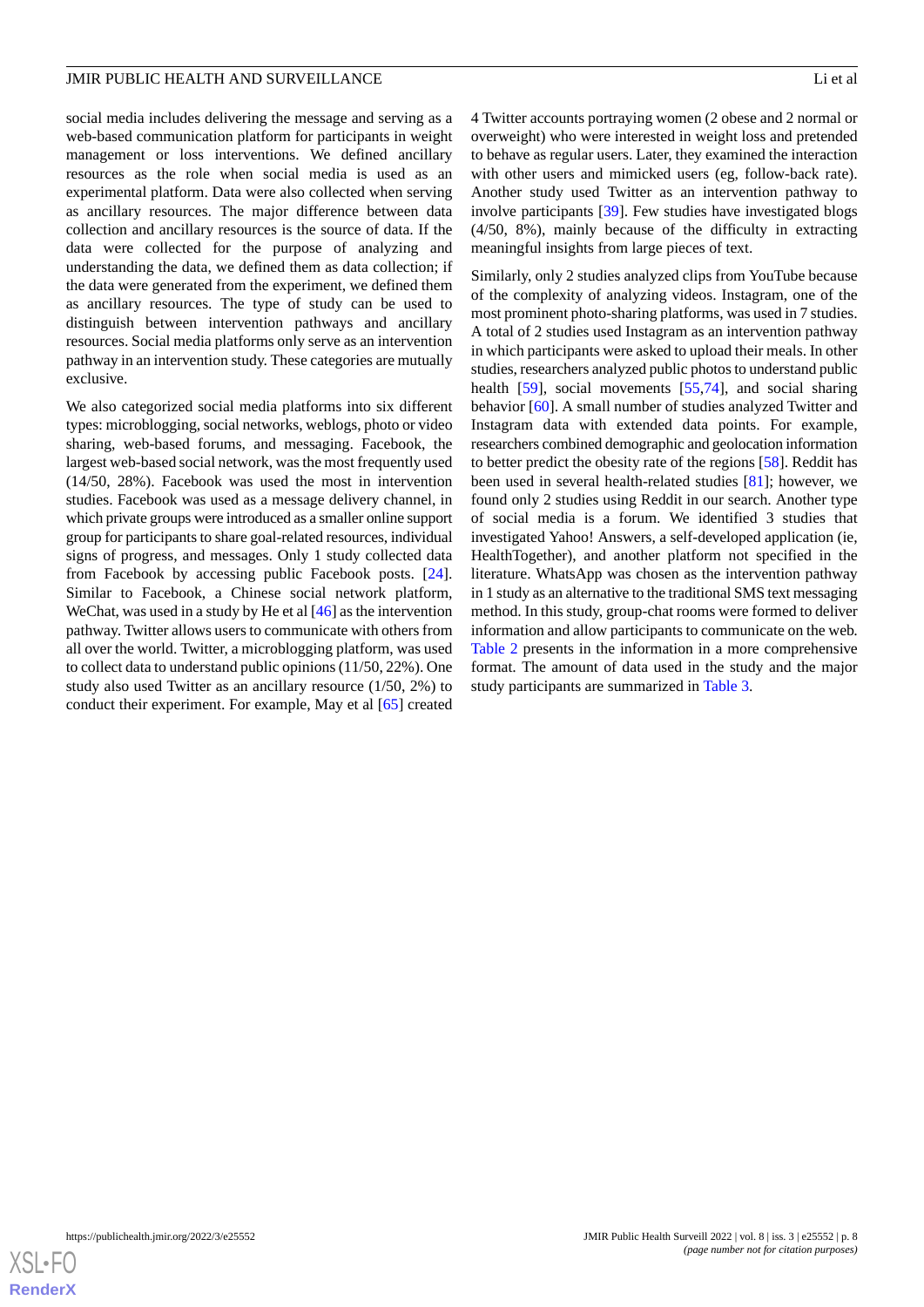social media includes delivering the message and serving as a web-based communication platform for participants in weight management or loss interventions. We defined ancillary resources as the role when social media is used as an experimental platform. Data were also collected when serving as ancillary resources. The major difference between data collection and ancillary resources is the source of data. If the data were collected for the purpose of analyzing and understanding the data, we defined them as data collection; if the data were generated from the experiment, we defined them as ancillary resources. The type of study can be used to distinguish between intervention pathways and ancillary resources. Social media platforms only serve as an intervention pathway in an intervention study. These categories are mutually exclusive.

We also categorized social media platforms into six different types: microblogging, social networks, weblogs, photo or video sharing, web-based forums, and messaging. Facebook, the largest web-based social network, was the most frequently used (14/50, 28%). Facebook was used the most in intervention studies. Facebook was used as a message delivery channel, in which private groups were introduced as a smaller online support group for participants to share goal-related resources, individual signs of progress, and messages. Only 1 study collected data from Facebook by accessing public Facebook posts. [24]. Similar to Facebook, a Chinese social network platform, WeChat, was used in a study by He et al [46] as the intervention pathway. Twitter allows users to communicate with others from all over the world. Twitter, a microblogging platform, was used to collect data to understand public opinions (11/50, 22%). One study also used Twitter as an ancillary resource (1/50, 2%) to conduct their experiment. For example, May et al [65] created 4 Twitter accounts portraying women (2 obese and 2 normal or overweight) who were interested in weight loss and pretended to behave as regular users. Later, they examined the interaction with other users and mimicked users (eg, follow-back rate). Another study used Twitter as an intervention pathway to involve participants [39]. Few studies have investigated blogs (4/50, 8%), mainly because of the difficulty in extracting meaningful insights from large pieces of text.

Similarly, only 2 studies analyzed clips from YouTube because of the complexity of analyzing videos. Instagram, one of the most prominent photo-sharing platforms, was used in 7 studies. A total of 2 studies used Instagram as an intervention pathway in which participants were asked to upload their meals. In other studies, researchers analyzed public photos to understand public health [59], social movements [55,74], and social sharing behavior [60]. A small number of studies analyzed Twitter and Instagram data with extended data points. For example, researchers combined demographic and geolocation information to better predict the obesity rate of the regions [58]. Reddit has been used in several health-related studies [81]; however, we found only 2 studies using Reddit in our search. Another type of social media is a forum. We identified 3 studies that investigated Yahoo! Answers, a self-developed application (ie, HealthTogether), and another platform not specified in the literature. WhatsApp was chosen as the intervention pathway in 1 study as an alternative to the traditional SMS text messaging method. In this study, group-chat rooms were formed to deliver information and allow participants to communicate on the web. Table 2 presents in the information in a more comprehensive format. The amount of data used in the study and the major study participants are summarized in Table 3.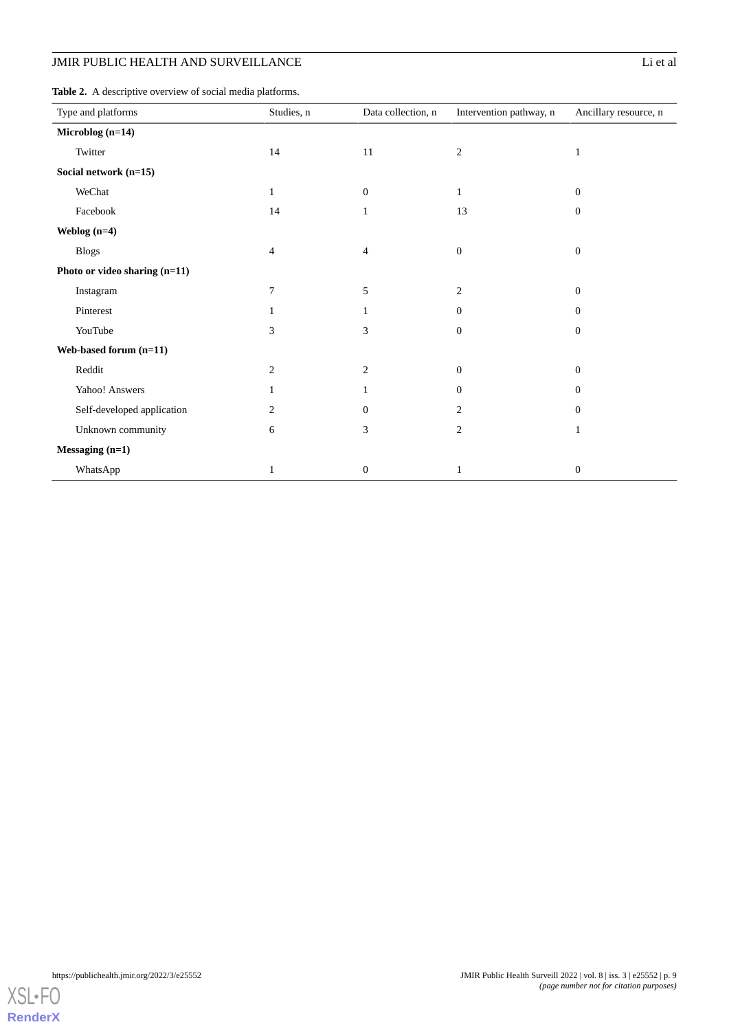**Table 2.** A descriptive overview of social media platforms.

| Type and platforms | Studies, n | Data collection, n | Intervention pathway, n | Ancillary resource, n |
|---|---|---|---|---|
| **Microblog (n=14)** | | | | |
| Twitter | 14 | 11 | 2 | 1 |
| **Social network (n=15)** | | | | |
| WeChat | 1 | 0 | 1 | 0 |
| Facebook | 14 | 1 | 13 | 0 |
| **Weblog (n=4)** | | | | |
| Blogs | 4 | 4 | 0 | 0 |
| **Photo or video sharing (n=11)** | | | | |
| Instagram | 7 | 5 | 2 | 0 |
| Pinterest | 1 | 1 | 0 | 0 |
| YouTube | 3 | 3 | 0 | 0 |
| **Web-based forum (n=11)** | | | | |
| Reddit | 2 | 2 | 0 | 0 |
| Yahoo! Answers | 1 | 1 | 0 | 0 |
| Self-developed application | 2 | 0 | 2 | 0 |
| Unknown community | 6 | 3 | 2 | 1 |
| **Messaging (n=1)** | | | | |
| WhatsApp | 1 | 0 | 1 | 0 |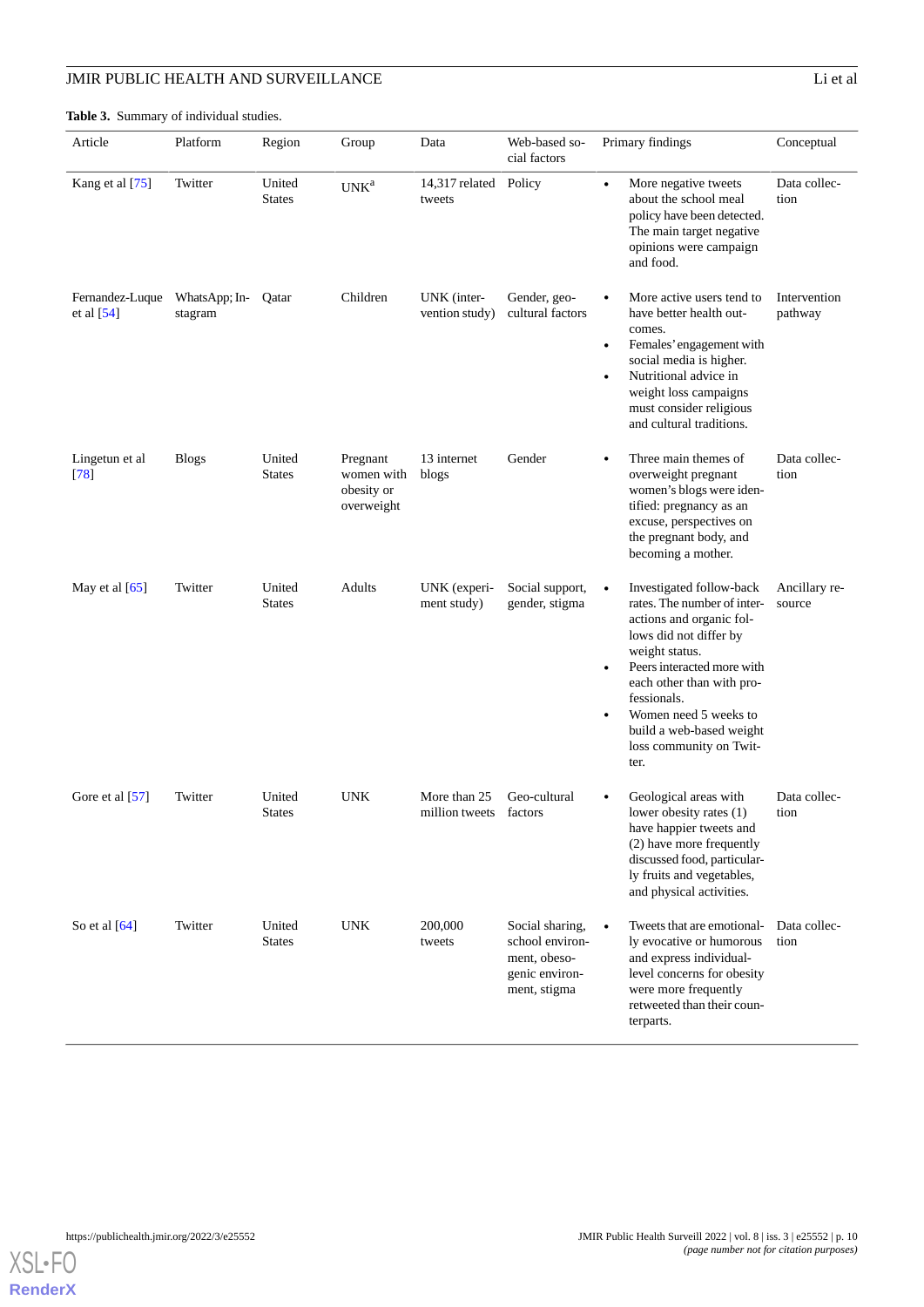**Table 3.** Summary of individual studies.

| Article | Platform | Region | Group | Data | Web-based social factors | Primary findings | Conceptual |
|---|---|---|---|---|---|---|---|
| Kang et al [75] | Twitter | United States | UNK[a] | 14,317 related tweets | Policy | • More negative tweets about the school meal policy have been detected. The main target negative opinions were campaign and food. | Data collection |
| Fernandez-Luque et al [54] | WhatsApp; Instagram | Qatar | Children | UNK (intervention study) | Gender, geo-cultural factors | • More active users tend to have better health outcomes. • Females' engagement with social media is higher. • Nutritional advice in weight loss campaigns must consider religious and cultural traditions. | Intervention pathway |
| Lingetun et al [78] | Blogs | United States | Pregnant women with obesity or overweight | 13 internet blogs | Gender | • Three main themes of overweight pregnant women's blogs were identified: pregnancy as an excuse, perspectives on the pregnant body, and becoming a mother. | Data collection |
| May et al [65] | Twitter | United States | Adults | UNK (experiment study) | Social support, gender, stigma | • Investigated follow-back rates. The number of interactions and organic follows did not differ by weight status. • Peers interacted more with each other than with professionals. • Women need 5 weeks to build a web-based weight loss community on Twitter. | Ancillary resource |
| Gore et al [57] | Twitter | United States | UNK | More than 25 million tweets | Geo-cultural factors | • Geological areas with lower obesity rates (1) have happier tweets and (2) have more frequently discussed food, particularly fruits and vegetables, and physical activities. | Data collection |
| So et al [64] | Twitter | United States | UNK | 200,000 tweets | Social sharing, school environment, obesogenic environment, stigma | • Tweets that are emotionally evocative or humorous and express individual-level concerns for obesity were more frequently retweeted than their counterparts. | Data collection |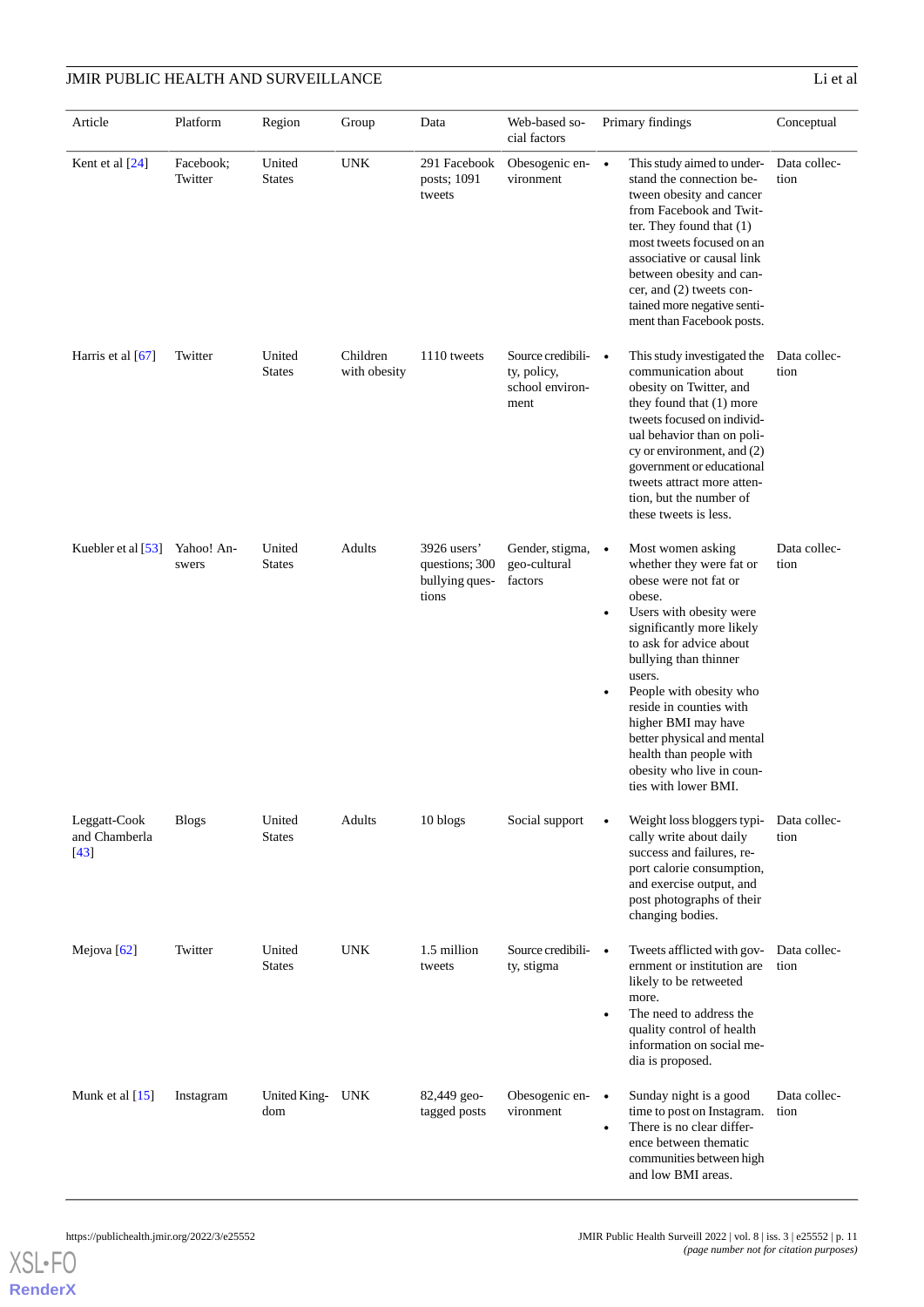| Article | Platform | Region | Group | Data | Web-based social factors | Primary findings | Conceptual |
|---|---|---|---|---|---|---|---|
| Kent et al [24] | Facebook; Twitter | United States | UNK | 291 Facebook posts; 1091 tweets | Obesogenic environment | • This study aimed to understand the connection between obesity and cancer from Facebook and Twitter. They found that (1) most tweets focused on an associative or causal link between obesity and cancer, and (2) tweets contained more negative sentiment than Facebook posts. | Data collection |
| Harris et al [67] | Twitter | United States | Children with obesity | 1110 tweets | Source credibility, policy, school environment | • This study investigated the communication about obesity on Twitter, and they found that (1) more tweets focused on individual behavior than on policy or environment, and (2) government or educational tweets attract more attention, but the number of these tweets is less. | Data collection |
| Kuebler et al [53] | Yahoo! Answers | United States | Adults | 3926 users' questions; 300 bullying questions | Gender, stigma, geo-cultural factors | • Most women asking whether they were fat or obese were not fat or obese. • Users with obesity were significantly more likely to ask for advice about bullying than thinner users. • People with obesity who reside in counties with higher BMI may have better physical and mental health than people with obesity who live in counties with lower BMI. | Data collection |
| Leggatt-Cook and Chamberla [43] | Blogs | United States | Adults | 10 blogs | Social support | • Weight loss bloggers typically write about daily success and failures, report calorie consumption, and exercise output, and post photographs of their changing bodies. | Data collection |
| Mejova [62] | Twitter | United States | UNK | 1.5 million tweets | Source credibility, stigma | • Tweets afflicted with government or institution are likely to be retweeted more. • The need to address the quality control of health information on social media is proposed. | Data collection |
| Munk et al [15] | Instagram | United Kingdom | UNK | 82,449 geo-tagged posts | Obesogenic environment | • Sunday night is a good time to post on Instagram. • There is no clear difference between thematic communities between high and low BMI areas. | Data collection |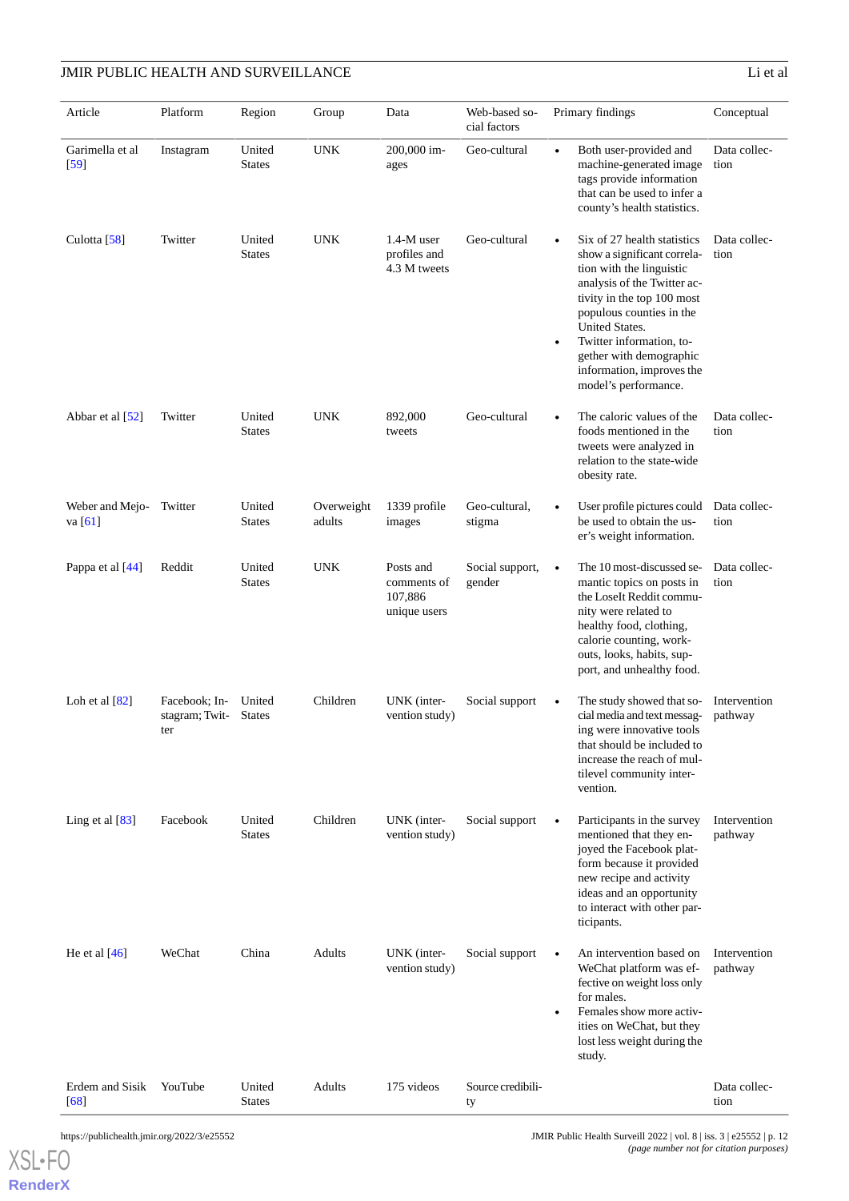| Article | Platform | Region | Group | Data | Web-based social factors | Primary findings | Conceptual |
|---|---|---|---|---|---|---|---|
| Garimella et al [59] | Instagram | United States | UNK | 200,000 images | Geo-cultural | • Both user-provided and machine-generated image tags provide information that can be used to infer a county's health statistics. | Data collection |
| Culotta [58] | Twitter | United States | UNK | 1.4-M user profiles and 4.3 M tweets | Geo-cultural | • Six of 27 health statistics show a significant correlation with the linguistic analysis of the Twitter activity in the top 100 most populous counties in the United States. • Twitter information, together with demographic information, improves the model's performance. | Data collection |
| Abbar et al [52] | Twitter | United States | UNK | 892,000 tweets | Geo-cultural | • The caloric values of the foods mentioned in the tweets were analyzed in relation to the state-wide obesity rate. | Data collection |
| Weber and Mejova [61] | Twitter | United States | Overweight adults | 1339 profile images | Geo-cultural, stigma | • User profile pictures could be used to obtain the user's weight information. | Data collection |
| Pappa et al [44] | Reddit | United States | UNK | Posts and comments of 107,886 unique users | Social support, gender | • The 10 most-discussed semantic topics on posts in the LoseIt Reddit community were related to healthy food, clothing, calorie counting, workouts, looks, habits, support, and unhealthy food. | Data collection |
| Loh et al [82] | Facebook; Instagram; Twitter | United States | Children | UNK (intervention study) | Social support | • The study showed that social media and text messaging were innovative tools that should be included to increase the reach of multilevel community intervention. | Intervention pathway |
| Ling et al [83] | Facebook | United States | Children | UNK (intervention study) | Social support | • Participants in the survey mentioned that they enjoyed the Facebook platform because it provided new recipe and activity ideas and an opportunity to interact with other participants. | Intervention pathway |
| He et al [46] | WeChat | China | Adults | UNK (intervention study) | Social support | • An intervention based on WeChat platform was effective on weight loss only for males. • Females show more activities on WeChat, but they lost less weight during the study. | Intervention pathway |
| Erdem and Sisik [68] | YouTube | United States | Adults | 175 videos | Source credibility | | Data collection |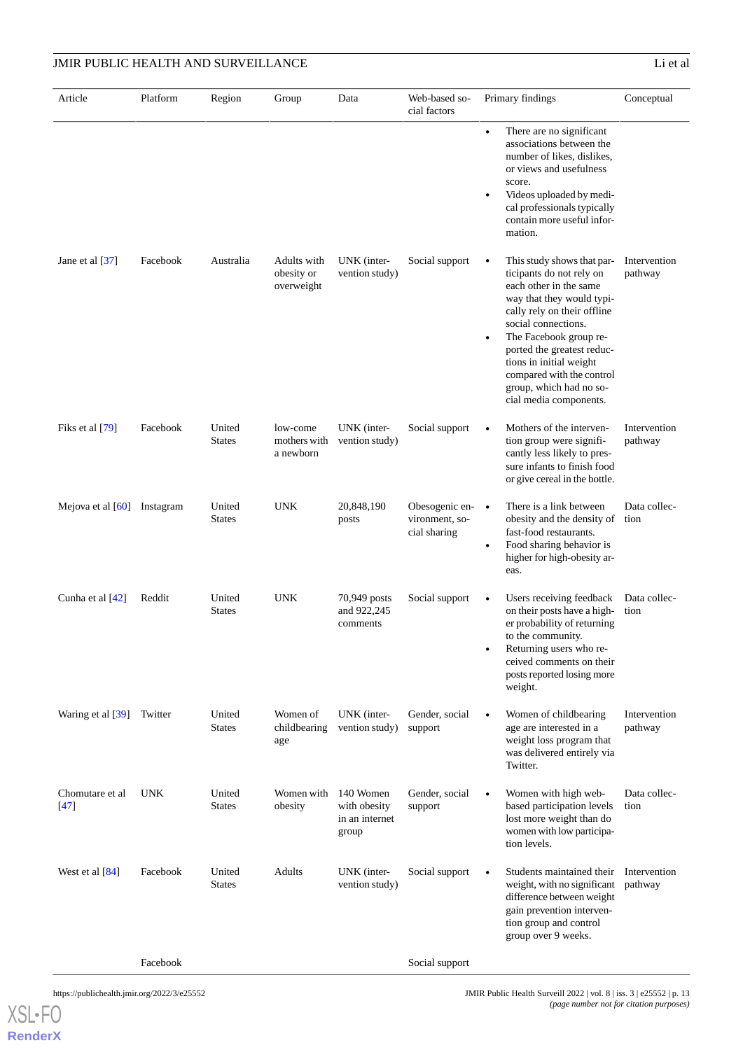| Article | Platform | Region | Group | Data | Web-based social factors | Primary findings | Conceptual |
|---|---|---|---|---|---|---|---|
| | | | | | | • There are no significant associations between the number of likes, dislikes, or views and usefulness score. • Videos uploaded by medical professionals typically contain more useful information. | |
| Jane et al [37] | Facebook | Australia | Adults with obesity or overweight | UNK (intervention study) | Social support | • This study shows that participants do not rely on each other in the same way that they would typically rely on their offline social connections. • The Facebook group reported the greatest reductions in initial weight compared with the control group, which had no social media components. | Intervention pathway |
| Fiks et al [79] | Facebook | United States | low-come mothers with a newborn | UNK (intervention study) | Social support | • Mothers of the intervention group were significantly less likely to pressure infants to finish food or give cereal in the bottle. | Intervention pathway |
| Mejova et al [60] | Instagram | United States | UNK | 20,848,190 posts | Obesogenic environment, social sharing | • There is a link between obesity and the density of fast-food restaurants. • Food sharing behavior is higher for high-obesity areas. | Data collection |
| Cunha et al [42] | Reddit | United States | UNK | 70,949 posts and 922,245 comments | Social support | • Users receiving feedback on their posts have a higher probability of returning to the community. • Returning users who received comments on their posts reported losing more weight. | Data collection |
| Waring et al [39] | Twitter | United States | Women of childbearing age | UNK (intervention study) | Gender, social support | • Women of childbearing age are interested in a weight loss program that was delivered entirely via Twitter. | Intervention pathway |
| Chomutare et al [47] | UNK | United States | Women with obesity | 140 Women with obesity in an internet group | Gender, social support | • Women with high web-based participation levels lost more weight than do women with low participation levels. | Data collection |
| West et al [84] | Facebook | United States | Adults | UNK (intervention study) | Social support | • Students maintained their weight, with no significant difference between weight gain prevention intervention group and control group over 9 weeks. | Intervention pathway |
| | Facebook | | | | Social support | | |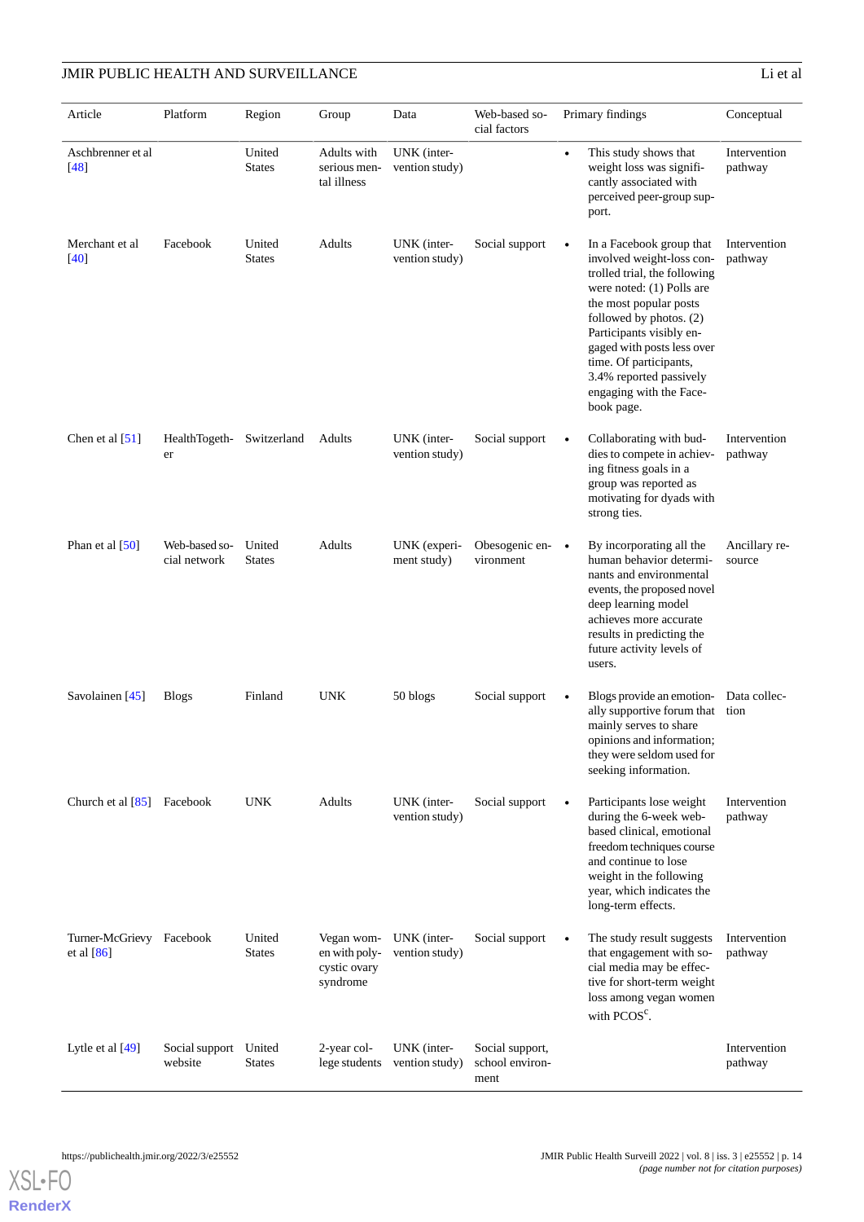| Article | Platform | Region | Group | Data | Web-based social factors | Primary findings | Conceptual |
|---|---|---|---|---|---|---|---|
| Aschbrenner et al [48] | | United States | Adults with serious mental illness | UNK (intervention study) | | • This study shows that weight loss was significantly associated with perceived peer-group support. | Intervention pathway |
| Merchant et al [40] | Facebook | United States | Adults | UNK (intervention study) | Social support | • In a Facebook group that involved weight-loss controlled trial, the following were noted: (1) Polls are the most popular posts followed by photos. (2) Participants visibly engaged with posts less over time. Of participants, 3.4% reported passively engaging with the Facebook page. | Intervention pathway |
| Chen et al [51] | HealthTogether | Switzerland | Adults | UNK (intervention study) | Social support | • Collaborating with buddies to compete in achieving fitness goals in a group was reported as motivating for dyads with strong ties. | Intervention pathway |
| Phan et al [50] | Web-based social network | United States | Adults | UNK (experiment study) | Obesogenic environment | • By incorporating all the human behavior determinants and environmental events, the proposed novel deep learning model achieves more accurate results in predicting the future activity levels of users. | Ancillary resource |
| Savolainen [45] | Blogs | Finland | UNK | 50 blogs | Social support | • Blogs provide an emotionally supportive forum that mainly serves to share opinions and information; they were seldom used for seeking information. | Data collection |
| Church et al [85] | Facebook | UNK | Adults | UNK (intervention study) | Social support | • Participants lose weight during the 6-week web-based clinical, emotional freedom techniques course and continue to lose weight in the following year, which indicates the long-term effects. | Intervention pathway |
| Turner-McGrievy et al [86] | Facebook | United States | Vegan women with polycystic ovary syndrome | UNK (intervention study) | Social support | • The study result suggests that engagement with social media may be effective for short-term weight loss among vegan women with PCOS[c]. | Intervention pathway |
| Lytle et al [49] | Social support website | United States | 2-year college students | UNK (intervention study) | Social support, school environment | | Intervention pathway |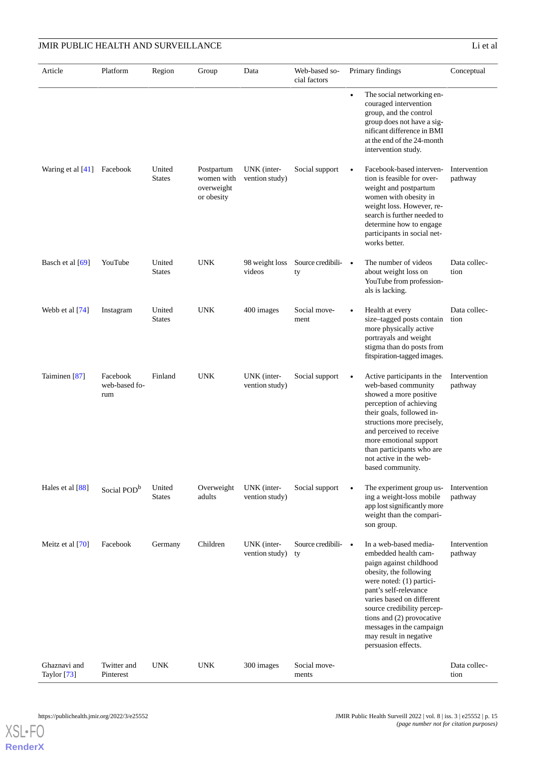| Article | Platform | Region | Group | Data | Web-based social factors | Primary findings | Conceptual |
|---|---|---|---|---|---|---|---|
| | | | | | | • The social networking encouraged intervention group, and the control group does not have a significant difference in BMI at the end of the 24-month intervention study. | |
| Waring et al [41] | Facebook | United States | Postpartum women with overweight or obesity | UNK (intervention study) | Social support | • Facebook-based intervention is feasible for overweight and postpartum women with obesity in weight loss. However, research is further needed to determine how to engage participants in social networks better. | Intervention pathway |
| Basch et al [69] | YouTube | United States | UNK | 98 weight loss videos | Source credibility | • The number of videos about weight loss on YouTube from professionals is lacking. | Data collection |
| Webb et al [74] | Instagram | United States | UNK | 400 images | Social movement | • Health at every size–tagged posts contain more physically active portrayals and weight stigma than do posts from fitspiration-tagged images. | Data collection |
| Taiminen [87] | Facebook web-based forum | Finland | UNK | UNK (intervention study) | Social support | • Active participants in the web-based community showed a more positive perception of achieving their goals, followed instructions more precisely, and perceived to receive more emotional support than participants who are not active in the web-based community. | Intervention pathway |
| Hales et al [88] | Social POD[b] | United States | Overweight adults | UNK (intervention study) | Social support | • The experiment group using a weight-loss mobile app lost significantly more weight than the comparison group. | Intervention pathway |
| Meitz et al [70] | Facebook | Germany | Children | UNK (intervention study) | Source credibility | • In a web-based media-embedded health campaign against childhood obesity, the following were noted: (1) participant's self-relevance varies based on different source credibility perceptions and (2) provocative messages in the campaign may result in negative persuasion effects. | Intervention pathway |
| Ghaznavi and Taylor [73] | Twitter and Pinterest | UNK | UNK | 300 images | Social movements | | Data collection |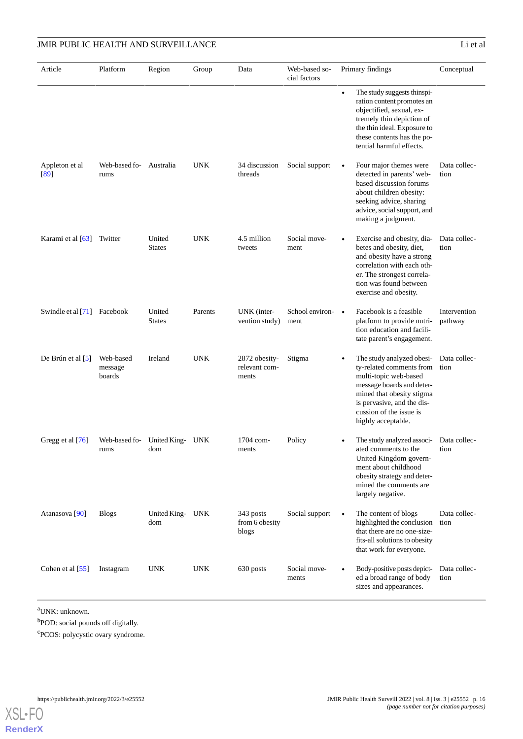| Article | Platform | Region | Group | Data | Web-based social factors | Primary findings | Conceptual |
|---|---|---|---|---|---|---|---|
| | | | | | | • The study suggests thinspiration content promotes an objectified, sexual, extremely thin depiction of the thin ideal. Exposure to these contents has the potential harmful effects. | |
| Appleton et al [89] | Web-based forums | Australia | UNK | 34 discussion threads | Social support | • Four major themes were detected in parents' web-based discussion forums about children obesity: seeking advice, sharing advice, social support, and making a judgment. | Data collection |
| Karami et al [63] | Twitter | United States | UNK | 4.5 million tweets | Social movement | • Exercise and obesity, diabetes and obesity, diet, and obesity have a strong correlation with each other. The strongest correlation was found between exercise and obesity. | Data collection |
| Swindle et al [71] | Facebook | United States | Parents | UNK (intervention study) | School environment | • Facebook is a feasible platform to provide nutrition education and facilitate parent's engagement. | Intervention pathway |
| De Brún et al [5] | Web-based message boards | Ireland | UNK | 2872 obesity-relevant comments | Stigma | • The study analyzed obesity-related comments from multi-topic web-based message boards and determined that obesity stigma is pervasive, and the discussion of the issue is highly acceptable. | Data collection |
| Gregg et al [76] | Web-based forums | United Kingdom | UNK | 1704 comments | Policy | • The study analyzed associated comments to the United Kingdom government about childhood obesity strategy and determined the comments are largely negative. | Data collection |
| Atanasova [90] | Blogs | United Kingdom | UNK | 343 posts from 6 obesity blogs | Social support | • The content of blogs highlighted the conclusion that there are no one-size-fits-all solutions to obesity that work for everyone. | Data collection |
| Cohen et al [55] | Instagram | UNK | UNK | 630 posts | Social movements | • Body-positive posts depicted a broad range of body sizes and appearances. | Data collection |

[a]UNK: unknown.

[b]POD: social pounds off digitally.

[c]PCOS: polycystic ovary syndrome.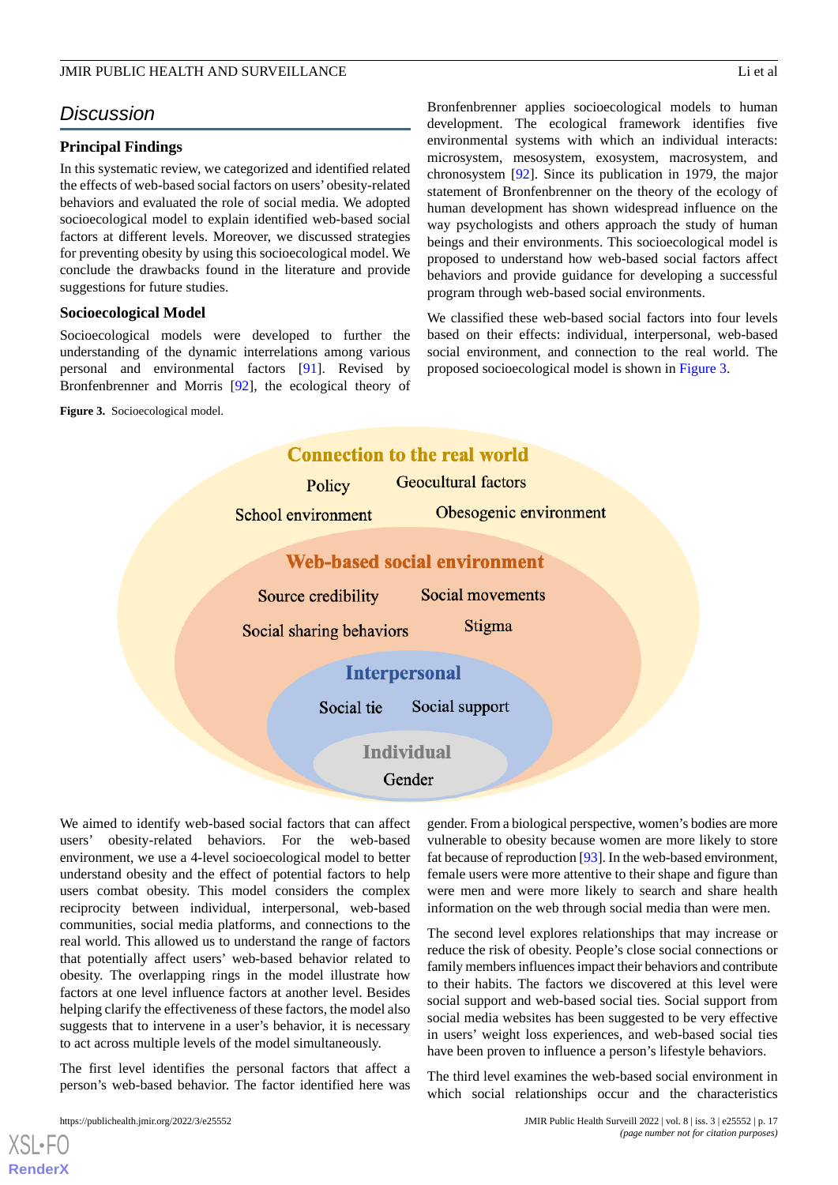## Discussion

### Principal Findings

In this systematic review, we categorized and identified related the effects of web-based social factors on users' obesity-related behaviors and evaluated the role of social media. We adopted socioecological model to explain identified web-based social factors at different levels. Moreover, we discussed strategies for preventing obesity by using this socioecological model. We conclude the drawbacks found in the literature and provide suggestions for future studies.

### Socioecological Model

Socioecological models were developed to further the understanding of the dynamic interrelations among various personal and environmental factors [91]. Revised by Bronfenbrenner and Morris [92], the ecological theory of Bronfenbrenner applies socioecological models to human development. The ecological framework identifies five environmental systems with which an individual interacts: microsystem, mesosystem, exosystem, macrosystem, and chronosystem [92]. Since its publication in 1979, the major statement of Bronfenbrenner on the theory of the ecology of human development has shown widespread influence on the way psychologists and others approach the study of human beings and their environments. This socioecological model is proposed to understand how web-based social factors affect behaviors and provide guidance for developing a successful program through web-based social environments.

We classified these web-based social factors into four levels based on their effects: individual, interpersonal, web-based social environment, and connection to the real world. The proposed socioecological model is shown in Figure 3.

**Figure 3.** Socioecological model.

Connection to the real world: Policy; Geocultural factors; School environment; Obesogenic environment

Web-based social environment: Source credibility; Social movements; Social sharing behaviors; Stigma

Interpersonal: Social tie; Social support

Individual: Gender

We aimed to identify web-based social factors that can affect users' obesity-related behaviors. For the web-based environment, we use a 4-level socioecological model to better understand obesity and the effect of potential factors to help users combat obesity. This model considers the complex reciprocity between individual, interpersonal, web-based communities, social media platforms, and connections to the real world. This allowed us to understand the range of factors that potentially affect users' web-based behavior related to obesity. The overlapping rings in the model illustrate how factors at one level influence factors at another level. Besides helping clarify the effectiveness of these factors, the model also suggests that to intervene in a user's behavior, it is necessary to act across multiple levels of the model simultaneously.

The first level identifies the personal factors that affect a person's web-based behavior. The factor identified here was gender. From a biological perspective, women's bodies are more vulnerable to obesity because women are more likely to store fat because of reproduction [93]. In the web-based environment, female users were more attentive to their shape and figure than were men and were more likely to search and share health information on the web through social media than were men.

The second level explores relationships that may increase or reduce the risk of obesity. People's close social connections or family members influences impact their behaviors and contribute to their habits. The factors we discovered at this level were social support and web-based social ties. Social support from social media websites has been suggested to be very effective in users' weight loss experiences, and web-based social ties have been proven to influence a person's lifestyle behaviors.

The third level examines the web-based social environment in which social relationships occur and the characteristics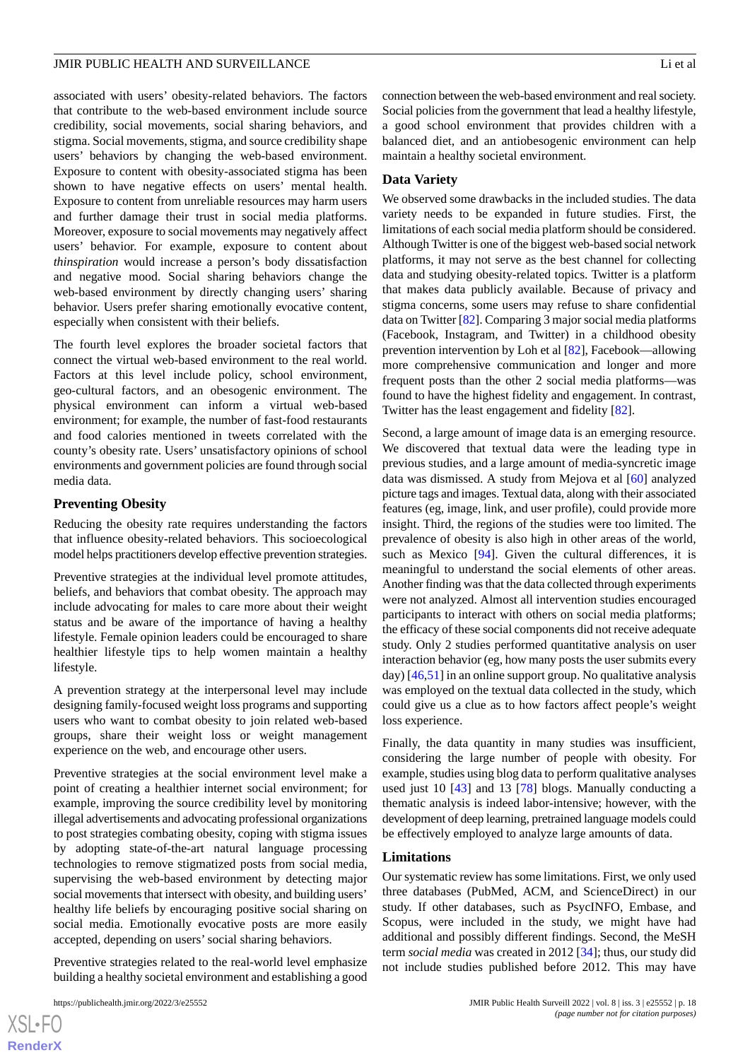associated with users' obesity-related behaviors. The factors that contribute to the web-based environment include source credibility, social movements, social sharing behaviors, and stigma. Social movements, stigma, and source credibility shape users' behaviors by changing the web-based environment. Exposure to content with obesity-associated stigma has been shown to have negative effects on users' mental health. Exposure to content from unreliable resources may harm users and further damage their trust in social media platforms. Moreover, exposure to social movements may negatively affect users' behavior. For example, exposure to content about *thinspiration* would increase a person's body dissatisfaction and negative mood. Social sharing behaviors change the web-based environment by directly changing users' sharing behavior. Users prefer sharing emotionally evocative content, especially when consistent with their beliefs.

The fourth level explores the broader societal factors that connect the virtual web-based environment to the real world. Factors at this level include policy, school environment, geo-cultural factors, and an obesogenic environment. The physical environment can inform a virtual web-based environment; for example, the number of fast-food restaurants and food calories mentioned in tweets correlated with the county's obesity rate. Users' unsatisfactory opinions of school environments and government policies are found through social media data.

### Preventing Obesity

Reducing the obesity rate requires understanding the factors that influence obesity-related behaviors. This socioecological model helps practitioners develop effective prevention strategies.

Preventive strategies at the individual level promote attitudes, beliefs, and behaviors that combat obesity. The approach may include advocating for males to care more about their weight status and be aware of the importance of having a healthy lifestyle. Female opinion leaders could be encouraged to share healthier lifestyle tips to help women maintain a healthy lifestyle.

A prevention strategy at the interpersonal level may include designing family-focused weight loss programs and supporting users who want to combat obesity to join related web-based groups, share their weight loss or weight management experience on the web, and encourage other users.

Preventive strategies at the social environment level make a point of creating a healthier internet social environment; for example, improving the source credibility level by monitoring illegal advertisements and advocating professional organizations to post strategies combating obesity, coping with stigma issues by adopting state-of-the-art natural language processing technologies to remove stigmatized posts from social media, supervising the web-based environment by detecting major social movements that intersect with obesity, and building users' healthy life beliefs by encouraging positive social sharing on social media. Emotionally evocative posts are more easily accepted, depending on users' social sharing behaviors.

Preventive strategies related to the real-world level emphasize building a healthy societal environment and establishing a good connection between the web-based environment and real society. Social policies from the government that lead a healthy lifestyle, a good school environment that provides children with a balanced diet, and an antiobesogenic environment can help maintain a healthy societal environment.

### Data Variety

We observed some drawbacks in the included studies. The data variety needs to be expanded in future studies. First, the limitations of each social media platform should be considered. Although Twitter is one of the biggest web-based social network platforms, it may not serve as the best channel for collecting data and studying obesity-related topics. Twitter is a platform that makes data publicly available. Because of privacy and stigma concerns, some users may refuse to share confidential data on Twitter [82]. Comparing 3 major social media platforms (Facebook, Instagram, and Twitter) in a childhood obesity prevention intervention by Loh et al [82], Facebook—allowing more comprehensive communication and longer and more frequent posts than the other 2 social media platforms—was found to have the highest fidelity and engagement. In contrast, Twitter has the least engagement and fidelity [82].

Second, a large amount of image data is an emerging resource. We discovered that textual data were the leading type in previous studies, and a large amount of media-syncretic image data was dismissed. A study from Mejova et al [60] analyzed picture tags and images. Textual data, along with their associated features (eg, image, link, and user profile), could provide more insight. Third, the regions of the studies were too limited. The prevalence of obesity is also high in other areas of the world, such as Mexico [94]. Given the cultural differences, it is meaningful to understand the social elements of other areas. Another finding was that the data collected through experiments were not analyzed. Almost all intervention studies encouraged participants to interact with others on social media platforms; the efficacy of these social components did not receive adequate study. Only 2 studies performed quantitative analysis on user interaction behavior (eg, how many posts the user submits every day) [46,51] in an online support group. No qualitative analysis was employed on the textual data collected in the study, which could give us a clue as to how factors affect people's weight loss experience.

Finally, the data quantity in many studies was insufficient, considering the large number of people with obesity. For example, studies using blog data to perform qualitative analyses used just 10 [43] and 13 [78] blogs. Manually conducting a thematic analysis is indeed labor-intensive; however, with the development of deep learning, pretrained language models could be effectively employed to analyze large amounts of data.

### Limitations

Our systematic review has some limitations. First, we only used three databases (PubMed, ACM, and ScienceDirect) in our study. If other databases, such as PsycINFO, Embase, and Scopus, were included in the study, we might have had additional and possibly different findings. Second, the MeSH term *social media* was created in 2012 [34]; thus, our study did not include studies published before 2012. This may have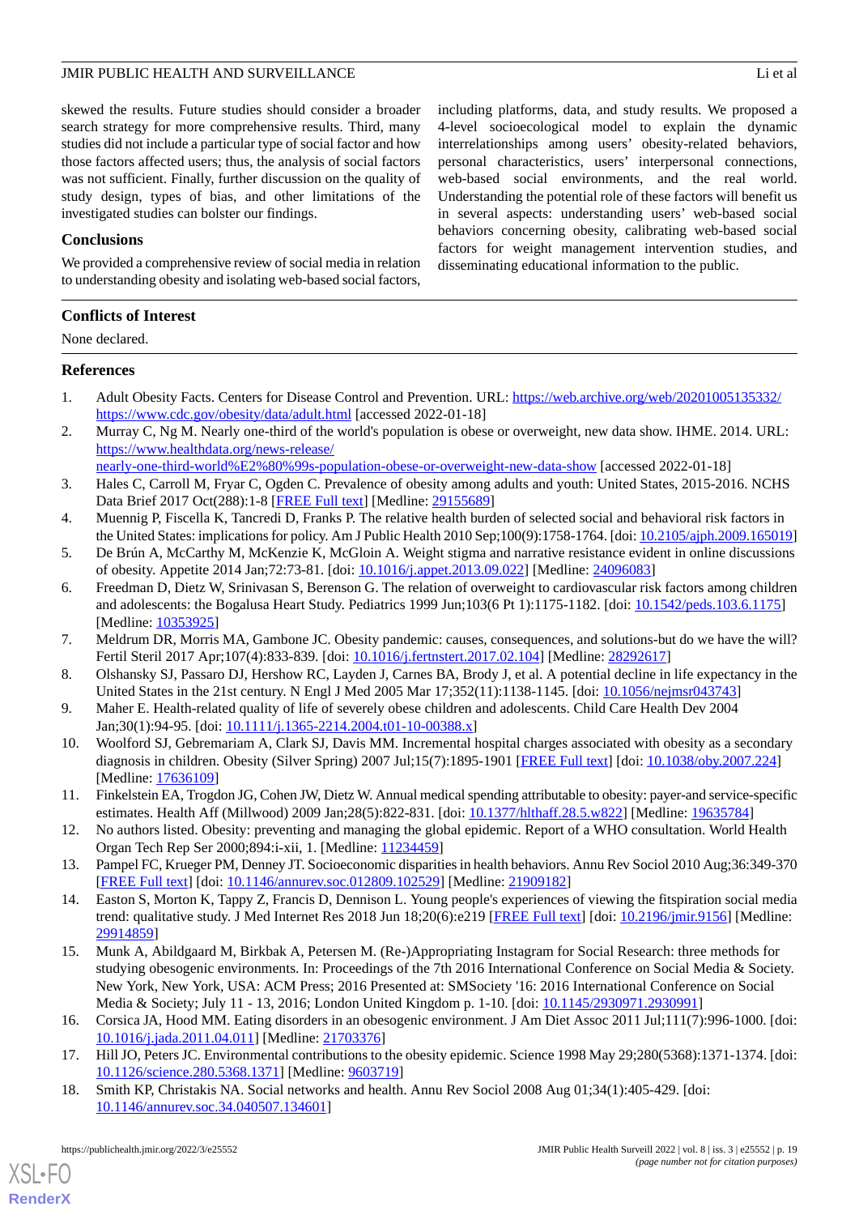skewed the results. Future studies should consider a broader search strategy for more comprehensive results. Third, many studies did not include a particular type of social factor and how those factors affected users; thus, the analysis of social factors was not sufficient. Finally, further discussion on the quality of study design, types of bias, and other limitations of the investigated studies can bolster our findings.

### Conclusions

We provided a comprehensive review of social media in relation to understanding obesity and isolating web-based social factors, including platforms, data, and study results. We proposed a 4-level socioecological model to explain the dynamic interrelationships among users' obesity-related behaviors, personal characteristics, users' interpersonal connections, web-based social environments, and the real world. Understanding the potential role of these factors will benefit us in several aspects: understanding users' web-based social behaviors concerning obesity, calibrating web-based social factors for weight management intervention studies, and disseminating educational information to the public.

## Conflicts of Interest

None declared.

## References

1. Adult Obesity Facts. Centers for Disease Control and Prevention. URL: https://web.archive.org/web/20201005135332/https://www.cdc.gov/obesity/data/adult.html [accessed 2022-01-18]
2. Murray C, Ng M. Nearly one-third of the world's population is obese or overweight, new data show. IHME. 2014. URL: https://www.healthdata.org/news-release/nearly-one-third-world%E2%80%99s-population-obese-or-overweight-new-data-show [accessed 2022-01-18]
3. Hales C, Carroll M, Fryar C, Ogden C. Prevalence of obesity among adults and youth: United States, 2015-2016. NCHS Data Brief 2017 Oct(288):1-8 [FREE Full text] [Medline: 29155689]
4. Muennig P, Fiscella K, Tancredi D, Franks P. The relative health burden of selected social and behavioral risk factors in the United States: implications for policy. Am J Public Health 2010 Sep;100(9):1758-1764. [doi: 10.2105/ajph.2009.165019]
5. De Brún A, McCarthy M, McKenzie K, McGloin A. Weight stigma and narrative resistance evident in online discussions of obesity. Appetite 2014 Jan;72:73-81. [doi: 10.1016/j.appet.2013.09.022] [Medline: 24096083]
6. Freedman D, Dietz W, Srinivasan S, Berenson G. The relation of overweight to cardiovascular risk factors among children and adolescents: the Bogalusa Heart Study. Pediatrics 1999 Jun;103(6 Pt 1):1175-1182. [doi: 10.1542/peds.103.6.1175] [Medline: 10353925]
7. Meldrum DR, Morris MA, Gambone JC. Obesity pandemic: causes, consequences, and solutions-but do we have the will? Fertil Steril 2017 Apr;107(4):833-839. [doi: 10.1016/j.fertnstert.2017.02.104] [Medline: 28292617]
8. Olshansky SJ, Passaro DJ, Hershow RC, Layden J, Carnes BA, Brody J, et al. A potential decline in life expectancy in the United States in the 21st century. N Engl J Med 2005 Mar 17;352(11):1138-1145. [doi: 10.1056/nejmsr043743]
9. Maher E. Health-related quality of life of severely obese children and adolescents. Child Care Health Dev 2004 Jan;30(1):94-95. [doi: 10.1111/j.1365-2214.2004.t01-10-00388.x]
10. Woolford SJ, Gebremariam A, Clark SJ, Davis MM. Incremental hospital charges associated with obesity as a secondary diagnosis in children. Obesity (Silver Spring) 2007 Jul;15(7):1895-1901 [FREE Full text] [doi: 10.1038/oby.2007.224] [Medline: 17636109]
11. Finkelstein EA, Trogdon JG, Cohen JW, Dietz W. Annual medical spending attributable to obesity: payer-and service-specific estimates. Health Aff (Millwood) 2009 Jan;28(5):822-831. [doi: 10.1377/hlthaff.28.5.w822] [Medline: 19635784]
12. No authors listed. Obesity: preventing and managing the global epidemic. Report of a WHO consultation. World Health Organ Tech Rep Ser 2000;894:i-xii, 1. [Medline: 11234459]
13. Pampel FC, Krueger PM, Denney JT. Socioeconomic disparities in health behaviors. Annu Rev Sociol 2010 Aug;36:349-370 [FREE Full text] [doi: 10.1146/annurev.soc.012809.102529] [Medline: 21909182]
14. Easton S, Morton K, Tappy Z, Francis D, Dennison L. Young people's experiences of viewing the fitspiration social media trend: qualitative study. J Med Internet Res 2018 Jun 18;20(6):e219 [FREE Full text] [doi: 10.2196/jmir.9156] [Medline: 29914859]
15. Munk A, Abildgaard M, Birkbak A, Petersen M. (Re-)Appropriating Instagram for Social Research: three methods for studying obesogenic environments. In: Proceedings of the 7th 2016 International Conference on Social Media & Society. New York, New York, USA: ACM Press; 2016 Presented at: SMSociety '16: 2016 International Conference on Social Media & Society; July 11 - 13, 2016; London United Kingdom p. 1-10. [doi: 10.1145/2930971.2930991]
16. Corsica JA, Hood MM. Eating disorders in an obesogenic environment. J Am Diet Assoc 2011 Jul;111(7):996-1000. [doi: 10.1016/j.jada.2011.04.011] [Medline: 21703376]
17. Hill JO, Peters JC. Environmental contributions to the obesity epidemic. Science 1998 May 29;280(5368):1371-1374. [doi: 10.1126/science.280.5368.1371] [Medline: 9603719]
18. Smith KP, Christakis NA. Social networks and health. Annu Rev Sociol 2008 Aug 01;34(1):405-429. [doi: 10.1146/annurev.soc.34.040507.134601]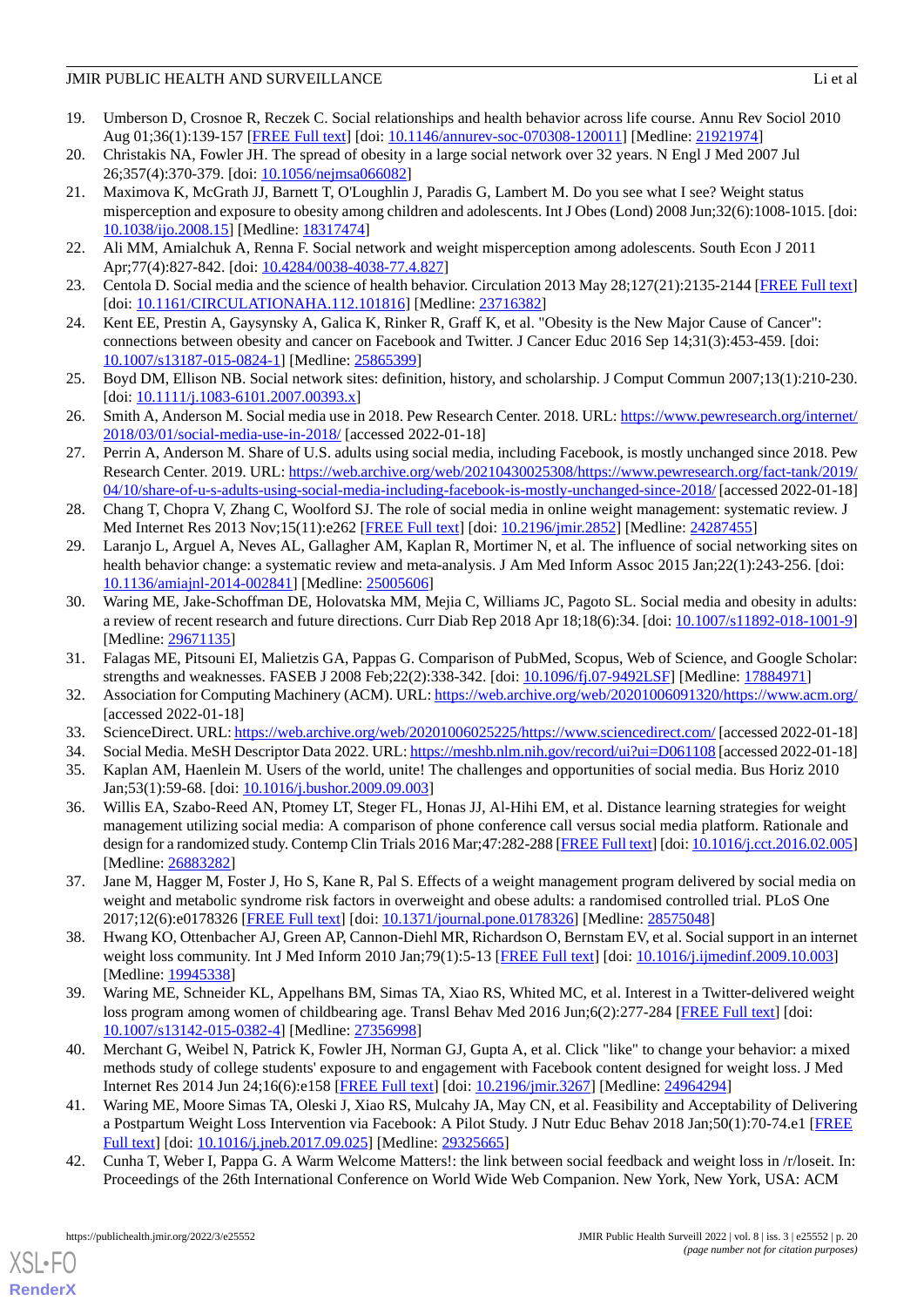19. Umberson D, Crosnoe R, Reczek C. Social relationships and health behavior across life course. Annu Rev Sociol 2010 Aug 01;36(1):139-157 [FREE Full text] [doi: 10.1146/annurev-soc-070308-120011] [Medline: 21921974]
20. Christakis NA, Fowler JH. The spread of obesity in a large social network over 32 years. N Engl J Med 2007 Jul 26;357(4):370-379. [doi: 10.1056/nejmsa066082]
21. Maximova K, McGrath JJ, Barnett T, O'Loughlin J, Paradis G, Lambert M. Do you see what I see? Weight status misperception and exposure to obesity among children and adolescents. Int J Obes (Lond) 2008 Jun;32(6):1008-1015. [doi: 10.1038/ijo.2008.15] [Medline: 18317474]
22. Ali MM, Amialchuk A, Renna F. Social network and weight misperception among adolescents. South Econ J 2011 Apr;77(4):827-842. [doi: 10.4284/0038-4038-77.4.827]
23. Centola D. Social media and the science of health behavior. Circulation 2013 May 28;127(21):2135-2144 [FREE Full text] [doi: 10.1161/CIRCULATIONAHA.112.101816] [Medline: 23716382]
24. Kent EE, Prestin A, Gaysynsky A, Galica K, Rinker R, Graff K, et al. "Obesity is the New Major Cause of Cancer": connections between obesity and cancer on Facebook and Twitter. J Cancer Educ 2016 Sep 14;31(3):453-459. [doi: 10.1007/s13187-015-0824-1] [Medline: 25865399]
25. Boyd DM, Ellison NB. Social network sites: definition, history, and scholarship. J Comput Commun 2007;13(1):210-230. [doi: 10.1111/j.1083-6101.2007.00393.x]
26. Smith A, Anderson M. Social media use in 2018. Pew Research Center. 2018. URL: https://www.pewresearch.org/internet/2018/03/01/social-media-use-in-2018/ [accessed 2022-01-18]
27. Perrin A, Anderson M. Share of U.S. adults using social media, including Facebook, is mostly unchanged since 2018. Pew Research Center. 2019. URL: https://web.archive.org/web/20210430025308/https://www.pewresearch.org/fact-tank/2019/04/10/share-of-u-s-adults-using-social-media-including-facebook-is-mostly-unchanged-since-2018/ [accessed 2022-01-18]
28. Chang T, Chopra V, Zhang C, Woolford SJ. The role of social media in online weight management: systematic review. J Med Internet Res 2013 Nov;15(11):e262 [FREE Full text] [doi: 10.2196/jmir.2852] [Medline: 24287455]
29. Laranjo L, Arguel A, Neves AL, Gallagher AM, Kaplan R, Mortimer N, et al. The influence of social networking sites on health behavior change: a systematic review and meta-analysis. J Am Med Inform Assoc 2015 Jan;22(1):243-256. [doi: 10.1136/amiajnl-2014-002841] [Medline: 25005606]
30. Waring ME, Jake-Schoffman DE, Holovatska MM, Mejia C, Williams JC, Pagoto SL. Social media and obesity in adults: a review of recent research and future directions. Curr Diab Rep 2018 Apr 18;18(6):34. [doi: 10.1007/s11892-018-1001-9] [Medline: 29671135]
31. Falagas ME, Pitsouni EI, Malietzis GA, Pappas G. Comparison of PubMed, Scopus, Web of Science, and Google Scholar: strengths and weaknesses. FASEB J 2008 Feb;22(2):338-342. [doi: 10.1096/fj.07-9492LSF] [Medline: 17884971]
32. Association for Computing Machinery (ACM). URL: https://web.archive.org/web/20201006091320/https://www.acm.org/ [accessed 2022-01-18]
33. ScienceDirect. URL: https://web.archive.org/web/20201006025225/https://www.sciencedirect.com/ [accessed 2022-01-18]
34. Social Media. MeSH Descriptor Data 2022. URL: https://meshb.nlm.nih.gov/record/ui?ui=D061108 [accessed 2022-01-18]
35. Kaplan AM, Haenlein M. Users of the world, unite! The challenges and opportunities of social media. Bus Horiz 2010 Jan;53(1):59-68. [doi: 10.1016/j.bushor.2009.09.003]
36. Willis EA, Szabo-Reed AN, Ptomey LT, Steger FL, Honas JJ, Al-Hihi EM, et al. Distance learning strategies for weight management utilizing social media: A comparison of phone conference call versus social media platform. Rationale and design for a randomized study. Contemp Clin Trials 2016 Mar;47:282-288 [FREE Full text] [doi: 10.1016/j.cct.2016.02.005] [Medline: 26883282]
37. Jane M, Hagger M, Foster J, Ho S, Kane R, Pal S. Effects of a weight management program delivered by social media on weight and metabolic syndrome risk factors in overweight and obese adults: a randomised controlled trial. PLoS One 2017;12(6):e0178326 [FREE Full text] [doi: 10.1371/journal.pone.0178326] [Medline: 28575048]
38. Hwang KO, Ottenbacher AJ, Green AP, Cannon-Diehl MR, Richardson O, Bernstam EV, et al. Social support in an internet weight loss community. Int J Med Inform 2010 Jan;79(1):5-13 [FREE Full text] [doi: 10.1016/j.ijmedinf.2009.10.003] [Medline: 19945338]
39. Waring ME, Schneider KL, Appelhans BM, Simas TA, Xiao RS, Whited MC, et al. Interest in a Twitter-delivered weight loss program among women of childbearing age. Transl Behav Med 2016 Jun;6(2):277-284 [FREE Full text] [doi: 10.1007/s13142-015-0382-4] [Medline: 27356998]
40. Merchant G, Weibel N, Patrick K, Fowler JH, Norman GJ, Gupta A, et al. Click "like" to change your behavior: a mixed methods study of college students' exposure to and engagement with Facebook content designed for weight loss. J Med Internet Res 2014 Jun 24;16(6):e158 [FREE Full text] [doi: 10.2196/jmir.3267] [Medline: 24964294]
41. Waring ME, Moore Simas TA, Oleski J, Xiao RS, Mulcahy JA, May CN, et al. Feasibility and Acceptability of Delivering a Postpartum Weight Loss Intervention via Facebook: A Pilot Study. J Nutr Educ Behav 2018 Jan;50(1):70-74.e1 [FREE Full text] [doi: 10.1016/j.jneb.2017.09.025] [Medline: 29325665]
42. Cunha T, Weber I, Pappa G. A Warm Welcome Matters!: the link between social feedback and weight loss in /r/loseit. In: Proceedings of the 26th International Conference on World Wide Web Companion. New York, New York, USA: ACM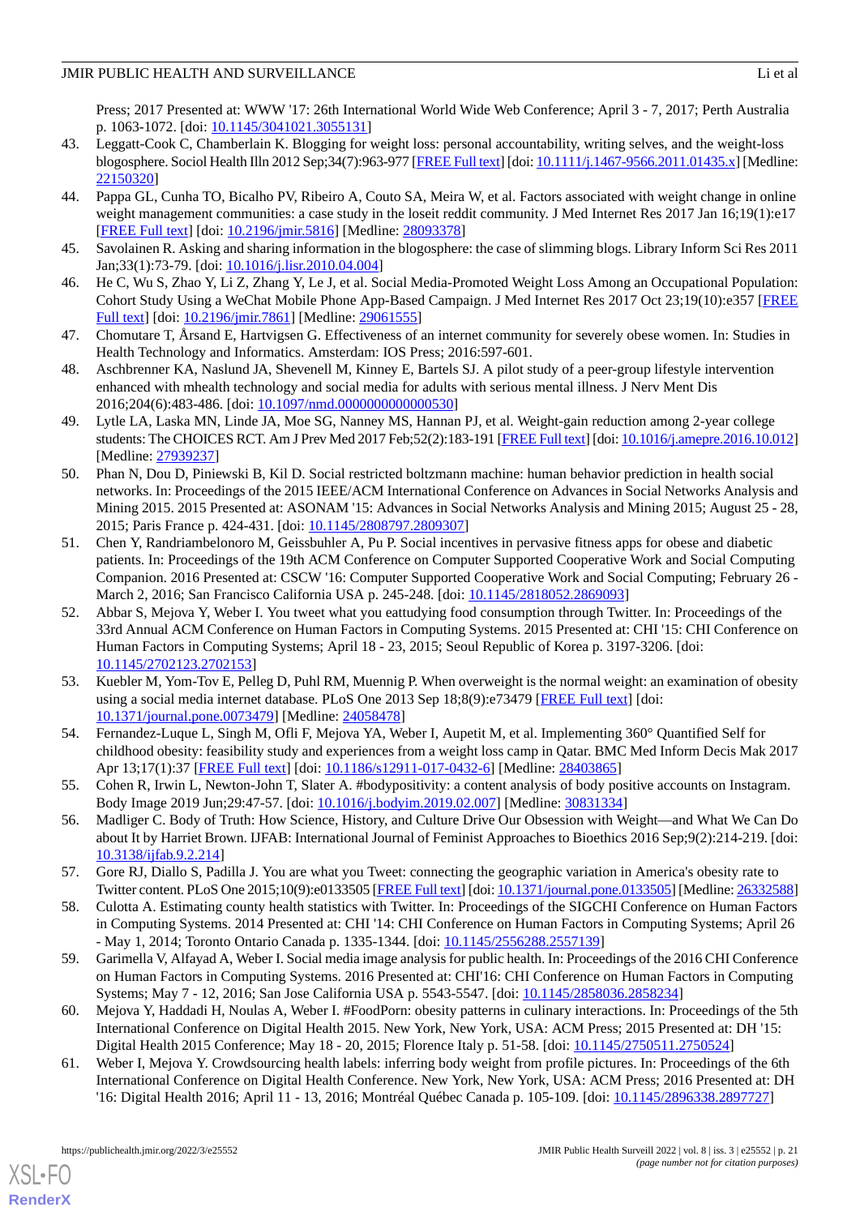Press; 2017 Presented at: WWW '17: 26th International World Wide Web Conference; April 3 - 7, 2017; Perth Australia p. 1063-1072. [doi: 10.1145/3041021.3055131]

43. Leggatt-Cook C, Chamberlain K. Blogging for weight loss: personal accountability, writing selves, and the weight-loss blogosphere. Sociol Health Illn 2012 Sep;34(7):963-977 [FREE Full text] [doi: 10.1111/j.1467-9566.2011.01435.x] [Medline: 22150320]
44. Pappa GL, Cunha TO, Bicalho PV, Ribeiro A, Couto SA, Meira W, et al. Factors associated with weight change in online weight management communities: a case study in the loseit reddit community. J Med Internet Res 2017 Jan 16;19(1):e17 [FREE Full text] [doi: 10.2196/jmir.5816] [Medline: 28093378]
45. Savolainen R. Asking and sharing information in the blogosphere: the case of slimming blogs. Library Inform Sci Res 2011 Jan;33(1):73-79. [doi: 10.1016/j.lisr.2010.04.004]
46. He C, Wu S, Zhao Y, Li Z, Zhang Y, Le J, et al. Social Media-Promoted Weight Loss Among an Occupational Population: Cohort Study Using a WeChat Mobile Phone App-Based Campaign. J Med Internet Res 2017 Oct 23;19(10):e357 [FREE Full text] [doi: 10.2196/jmir.7861] [Medline: 29061555]
47. Chomutare T, Årsand E, Hartvigsen G. Effectiveness of an internet community for severely obese women. In: Studies in Health Technology and Informatics. Amsterdam: IOS Press; 2016:597-601.
48. Aschbrenner KA, Naslund JA, Shevenell M, Kinney E, Bartels SJ. A pilot study of a peer-group lifestyle intervention enhanced with mhealth technology and social media for adults with serious mental illness. J Nerv Ment Dis 2016;204(6):483-486. [doi: 10.1097/nmd.0000000000000530]
49. Lytle LA, Laska MN, Linde JA, Moe SG, Nanney MS, Hannan PJ, et al. Weight-gain reduction among 2-year college students: The CHOICES RCT. Am J Prev Med 2017 Feb;52(2):183-191 [FREE Full text] [doi: 10.1016/j.amepre.2016.10.012] [Medline: 27939237]
50. Phan N, Dou D, Piniewski B, Kil D. Social restricted boltzmann machine: human behavior prediction in health social networks. In: Proceedings of the 2015 IEEE/ACM International Conference on Advances in Social Networks Analysis and Mining 2015. 2015 Presented at: ASONAM '15: Advances in Social Networks Analysis and Mining 2015; August 25 - 28, 2015; Paris France p. 424-431. [doi: 10.1145/2808797.2809307]
51. Chen Y, Randriambelonoro M, Geissbuhler A, Pu P. Social incentives in pervasive fitness apps for obese and diabetic patients. In: Proceedings of the 19th ACM Conference on Computer Supported Cooperative Work and Social Computing Companion. 2016 Presented at: CSCW '16: Computer Supported Cooperative Work and Social Computing; February 26 - March 2, 2016; San Francisco California USA p. 245-248. [doi: 10.1145/2818052.2869093]
52. Abbar S, Mejova Y, Weber I. You tweet what you eattudying food consumption through Twitter. In: Proceedings of the 33rd Annual ACM Conference on Human Factors in Computing Systems. 2015 Presented at: CHI '15: CHI Conference on Human Factors in Computing Systems; April 18 - 23, 2015; Seoul Republic of Korea p. 3197-3206. [doi: 10.1145/2702123.2702153]
53. Kuebler M, Yom-Tov E, Pelleg D, Puhl RM, Muennig P. When overweight is the normal weight: an examination of obesity using a social media internet database. PLoS One 2013 Sep 18;8(9):e73479 [FREE Full text] [doi: 10.1371/journal.pone.0073479] [Medline: 24058478]
54. Fernandez-Luque L, Singh M, Ofli F, Mejova YA, Weber I, Aupetit M, et al. Implementing 360° Quantified Self for childhood obesity: feasibility study and experiences from a weight loss camp in Qatar. BMC Med Inform Decis Mak 2017 Apr 13;17(1):37 [FREE Full text] [doi: 10.1186/s12911-017-0432-6] [Medline: 28403865]
55. Cohen R, Irwin L, Newton-John T, Slater A. #bodypositivity: a content analysis of body positive accounts on Instagram. Body Image 2019 Jun;29:47-57. [doi: 10.1016/j.bodyim.2019.02.007] [Medline: 30831334]
56. Madliger C. Body of Truth: How Science, History, and Culture Drive Our Obsession with Weight—and What We Can Do about It by Harriet Brown. IJFAB: International Journal of Feminist Approaches to Bioethics 2016 Sep;9(2):214-219. [doi: 10.3138/ijfab.9.2.214]
57. Gore RJ, Diallo S, Padilla J. You are what you Tweet: connecting the geographic variation in America's obesity rate to Twitter content. PLoS One 2015;10(9):e0133505 [FREE Full text] [doi: 10.1371/journal.pone.0133505] [Medline: 26332588]
58. Culotta A. Estimating county health statistics with Twitter. In: Proceedings of the SIGCHI Conference on Human Factors in Computing Systems. 2014 Presented at: CHI '14: CHI Conference on Human Factors in Computing Systems; April 26 - May 1, 2014; Toronto Ontario Canada p. 1335-1344. [doi: 10.1145/2556288.2557139]
59. Garimella V, Alfayad A, Weber I. Social media image analysis for public health. In: Proceedings of the 2016 CHI Conference on Human Factors in Computing Systems. 2016 Presented at: CHI'16: CHI Conference on Human Factors in Computing Systems; May 7 - 12, 2016; San Jose California USA p. 5543-5547. [doi: 10.1145/2858036.2858234]
60. Mejova Y, Haddadi H, Noulas A, Weber I. #FoodPorn: obesity patterns in culinary interactions. In: Proceedings of the 5th International Conference on Digital Health 2015. New York, New York, USA: ACM Press; 2015 Presented at: DH '15: Digital Health 2015 Conference; May 18 - 20, 2015; Florence Italy p. 51-58. [doi: 10.1145/2750511.2750524]
61. Weber I, Mejova Y. Crowdsourcing health labels: inferring body weight from profile pictures. In: Proceedings of the 6th International Conference on Digital Health Conference. New York, New York, USA: ACM Press; 2016 Presented at: DH '16: Digital Health 2016; April 11 - 13, 2016; Montréal Québec Canada p. 105-109. [doi: 10.1145/2896338.2897727]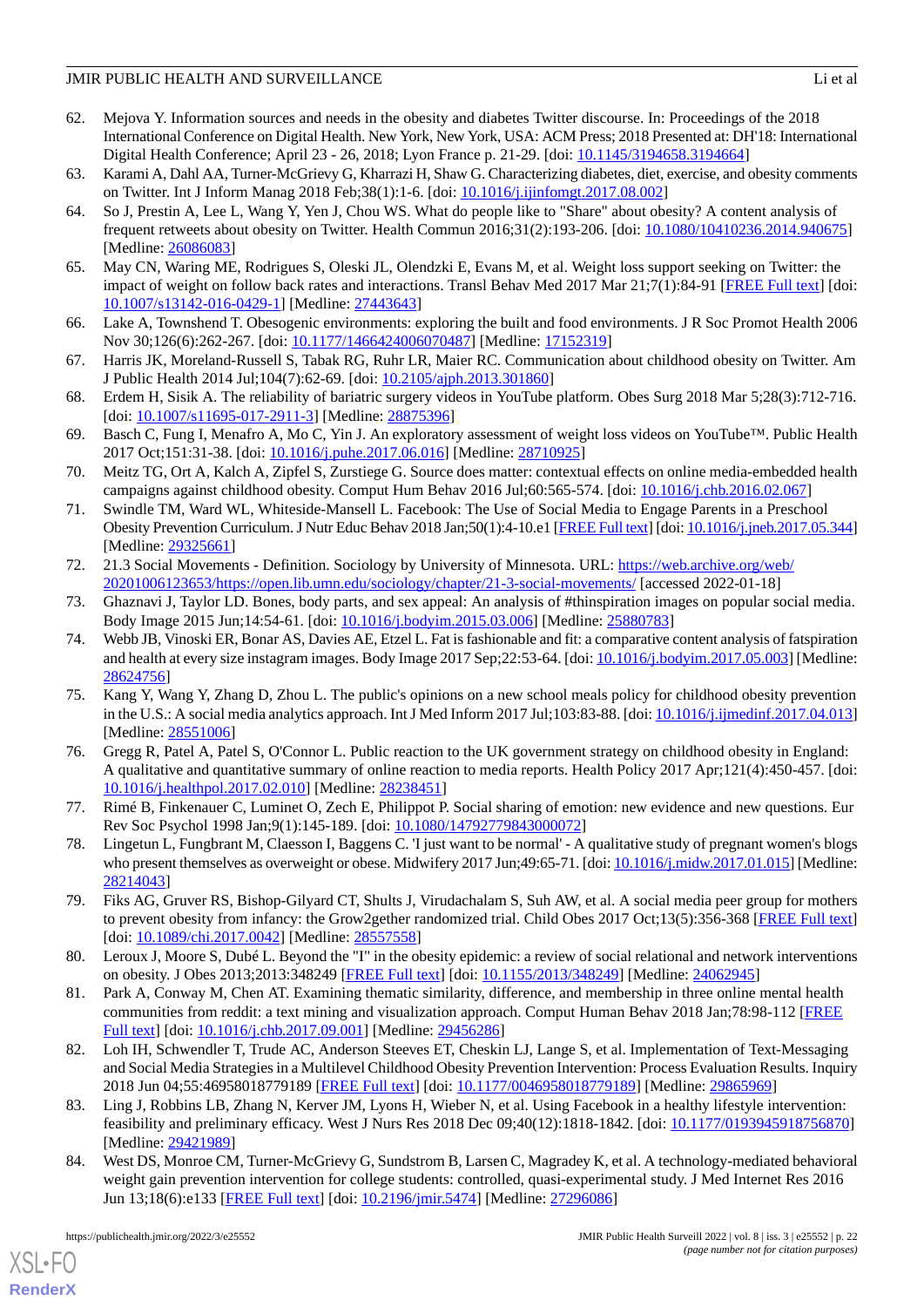62. Mejova Y. Information sources and needs in the obesity and diabetes Twitter discourse. In: Proceedings of the 2018 International Conference on Digital Health. New York, New York, USA: ACM Press; 2018 Presented at: DH'18: International Digital Health Conference; April 23 - 26, 2018; Lyon France p. 21-29. [doi: 10.1145/3194658.3194664]
63. Karami A, Dahl AA, Turner-McGrievy G, Kharrazi H, Shaw G. Characterizing diabetes, diet, exercise, and obesity comments on Twitter. Int J Inform Manag 2018 Feb;38(1):1-6. [doi: 10.1016/j.ijinfomgt.2017.08.002]
64. So J, Prestin A, Lee L, Wang Y, Yen J, Chou WS. What do people like to "Share" about obesity? A content analysis of frequent retweets about obesity on Twitter. Health Commun 2016;31(2):193-206. [doi: 10.1080/10410236.2014.940675] [Medline: 26086083]
65. May CN, Waring ME, Rodrigues S, Oleski JL, Olendzki E, Evans M, et al. Weight loss support seeking on Twitter: the impact of weight on follow back rates and interactions. Transl Behav Med 2017 Mar 21;7(1):84-91 [FREE Full text] [doi: 10.1007/s13142-016-0429-1] [Medline: 27443643]
66. Lake A, Townshend T. Obesogenic environments: exploring the built and food environments. J R Soc Promot Health 2006 Nov 30;126(6):262-267. [doi: 10.1177/1466424006070487] [Medline: 17152319]
67. Harris JK, Moreland-Russell S, Tabak RG, Ruhr LR, Maier RC. Communication about childhood obesity on Twitter. Am J Public Health 2014 Jul;104(7):62-69. [doi: 10.2105/ajph.2013.301860]
68. Erdem H, Sisik A. The reliability of bariatric surgery videos in YouTube platform. Obes Surg 2018 Mar 5;28(3):712-716. [doi: 10.1007/s11695-017-2911-3] [Medline: 28875396]
69. Basch C, Fung I, Menafro A, Mo C, Yin J. An exploratory assessment of weight loss videos on YouTube™. Public Health 2017 Oct;151:31-38. [doi: 10.1016/j.puhe.2017.06.016] [Medline: 28710925]
70. Meitz TG, Ort A, Kalch A, Zipfel S, Zurstiege G. Source does matter: contextual effects on online media-embedded health campaigns against childhood obesity. Comput Hum Behav 2016 Jul;60:565-574. [doi: 10.1016/j.chb.2016.02.067]
71. Swindle TM, Ward WL, Whiteside-Mansell L. Facebook: The Use of Social Media to Engage Parents in a Preschool Obesity Prevention Curriculum. J Nutr Educ Behav 2018 Jan;50(1):4-10.e1 [FREE Full text] [doi: 10.1016/j.jneb.2017.05.344] [Medline: 29325661]
72. 21.3 Social Movements - Definition. Sociology by University of Minnesota. URL: https://web.archive.org/web/20201006123653/https://open.lib.umn.edu/sociology/chapter/21-3-social-movements/ [accessed 2022-01-18]
73. Ghaznavi J, Taylor LD. Bones, body parts, and sex appeal: An analysis of #thinspiration images on popular social media. Body Image 2015 Jun;14:54-61. [doi: 10.1016/j.bodyim.2015.03.006] [Medline: 25880783]
74. Webb JB, Vinoski ER, Bonar AS, Davies AE, Etzel L. Fat is fashionable and fit: a comparative content analysis of fatspiration and health at every size instagram images. Body Image 2017 Sep;22:53-64. [doi: 10.1016/j.bodyim.2017.05.003] [Medline: 28624756]
75. Kang Y, Wang Y, Zhang D, Zhou L. The public's opinions on a new school meals policy for childhood obesity prevention in the U.S.: A social media analytics approach. Int J Med Inform 2017 Jul;103:83-88. [doi: 10.1016/j.ijmedinf.2017.04.013] [Medline: 28551006]
76. Gregg R, Patel A, Patel S, O'Connor L. Public reaction to the UK government strategy on childhood obesity in England: A qualitative and quantitative summary of online reaction to media reports. Health Policy 2017 Apr;121(4):450-457. [doi: 10.1016/j.healthpol.2017.02.010] [Medline: 28238451]
77. Rimé B, Finkenauer C, Luminet O, Zech E, Philippot P. Social sharing of emotion: new evidence and new questions. Eur Rev Soc Psychol 1998 Jan;9(1):145-189. [doi: 10.1080/14792779843000072]
78. Lingetun L, Fungbrant M, Claesson I, Baggens C. 'I just want to be normal' - A qualitative study of pregnant women's blogs who present themselves as overweight or obese. Midwifery 2017 Jun;49:65-71. [doi: 10.1016/j.midw.2017.01.015] [Medline: 28214043]
79. Fiks AG, Gruver RS, Bishop-Gilyard CT, Shults J, Virudachalam S, Suh AW, et al. A social media peer group for mothers to prevent obesity from infancy: the Grow2gether randomized trial. Child Obes 2017 Oct;13(5):356-368 [FREE Full text] [doi: 10.1089/chi.2017.0042] [Medline: 28557558]
80. Leroux J, Moore S, Dubé L. Beyond the "I" in the obesity epidemic: a review of social relational and network interventions on obesity. J Obes 2013;2013:348249 [FREE Full text] [doi: 10.1155/2013/348249] [Medline: 24062945]
81. Park A, Conway M, Chen AT. Examining thematic similarity, difference, and membership in three online mental health communities from reddit: a text mining and visualization approach. Comput Human Behav 2018 Jan;78:98-112 [FREE Full text] [doi: 10.1016/j.chb.2017.09.001] [Medline: 29456286]
82. Loh IH, Schwendler T, Trude AC, Anderson Steeves ET, Cheskin LJ, Lange S, et al. Implementation of Text-Messaging and Social Media Strategies in a Multilevel Childhood Obesity Prevention Intervention: Process Evaluation Results. Inquiry 2018 Jun 04;55:46958018779189 [FREE Full text] [doi: 10.1177/0046958018779189] [Medline: 29865969]
83. Ling J, Robbins LB, Zhang N, Kerver JM, Lyons H, Wieber N, et al. Using Facebook in a healthy lifestyle intervention: feasibility and preliminary efficacy. West J Nurs Res 2018 Dec 09;40(12):1818-1842. [doi: 10.1177/0193945918756870] [Medline: 29421989]
84. West DS, Monroe CM, Turner-McGrievy G, Sundstrom B, Larsen C, Magradey K, et al. A technology-mediated behavioral weight gain prevention intervention for college students: controlled, quasi-experimental study. J Med Internet Res 2016 Jun 13;18(6):e133 [FREE Full text] [doi: 10.2196/jmir.5474] [Medline: 27296086]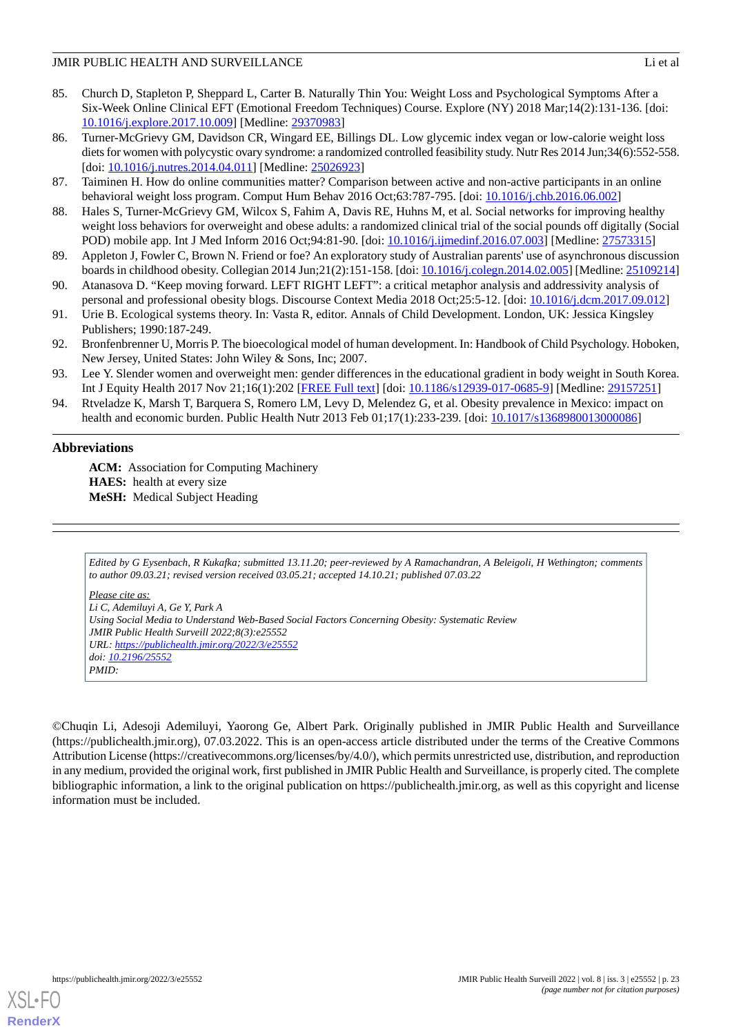85. Church D, Stapleton P, Sheppard L, Carter B. Naturally Thin You: Weight Loss and Psychological Symptoms After a Six-Week Online Clinical EFT (Emotional Freedom Techniques) Course. Explore (NY) 2018 Mar;14(2):131-136. [doi: 10.1016/j.explore.2017.10.009] [Medline: 29370983]
86. Turner-McGrievy GM, Davidson CR, Wingard EE, Billings DL. Low glycemic index vegan or low-calorie weight loss diets for women with polycystic ovary syndrome: a randomized controlled feasibility study. Nutr Res 2014 Jun;34(6):552-558. [doi: 10.1016/j.nutres.2014.04.011] [Medline: 25026923]
87. Taiminen H. How do online communities matter? Comparison between active and non-active participants in an online behavioral weight loss program. Comput Hum Behav 2016 Oct;63:787-795. [doi: 10.1016/j.chb.2016.06.002]
88. Hales S, Turner-McGrievy GM, Wilcox S, Fahim A, Davis RE, Huhns M, et al. Social networks for improving healthy weight loss behaviors for overweight and obese adults: a randomized clinical trial of the social pounds off digitally (Social POD) mobile app. Int J Med Inform 2016 Oct;94:81-90. [doi: 10.1016/j.ijmedinf.2016.07.003] [Medline: 27573315]
89. Appleton J, Fowler C, Brown N. Friend or foe? An exploratory study of Australian parents' use of asynchronous discussion boards in childhood obesity. Collegian 2014 Jun;21(2):151-158. [doi: 10.1016/j.colegn.2014.02.005] [Medline: 25109214]
90. Atanasova D. "Keep moving forward. LEFT RIGHT LEFT": a critical metaphor analysis and addressivity analysis of personal and professional obesity blogs. Discourse Context Media 2018 Oct;25:5-12. [doi: 10.1016/j.dcm.2017.09.012]
91. Urie B. Ecological systems theory. In: Vasta R, editor. Annals of Child Development. London, UK: Jessica Kingsley Publishers; 1990:187-249.
92. Bronfenbrenner U, Morris P. The bioecological model of human development. In: Handbook of Child Psychology. Hoboken, New Jersey, United States: John Wiley & Sons, Inc; 2007.
93. Lee Y. Slender women and overweight men: gender differences in the educational gradient in body weight in South Korea. Int J Equity Health 2017 Nov 21;16(1):202 [FREE Full text] [doi: 10.1186/s12939-017-0685-9] [Medline: 29157251]
94. Rtveladze K, Marsh T, Barquera S, Romero LM, Levy D, Melendez G, et al. Obesity prevalence in Mexico: impact on health and economic burden. Public Health Nutr 2013 Feb 01;17(1):233-239. [doi: 10.1017/s1368980013000086]

## Abbreviations

**ACM:** Association for Computing Machinery
**HAES:** health at every size
**MeSH:** Medical Subject Heading

*Edited by G Eysenbach, R Kukafka; submitted 13.11.20; peer-reviewed by A Ramachandran, A Beleigoli, H Wethington; comments to author 09.03.21; revised version received 03.05.21; accepted 14.10.21; published 07.03.22*

*Please cite as:*
*Li C, Ademiluyi A, Ge Y, Park A*
*Using Social Media to Understand Web-Based Social Factors Concerning Obesity: Systematic Review*
*JMIR Public Health Surveill 2022;8(3):e25552*
*URL: https://publichealth.jmir.org/2022/3/e25552*
*doi: 10.2196/25552*
*PMID:*

©Chuqin Li, Adesoji Ademiluyi, Yaorong Ge, Albert Park. Originally published in JMIR Public Health and Surveillance (https://publichealth.jmir.org), 07.03.2022. This is an open-access article distributed under the terms of the Creative Commons Attribution License (https://creativecommons.org/licenses/by/4.0/), which permits unrestricted use, distribution, and reproduction in any medium, provided the original work, first published in JMIR Public Health and Surveillance, is properly cited. The complete bibliographic information, a link to the original publication on https://publichealth.jmir.org, as well as this copyright and license information must be included.